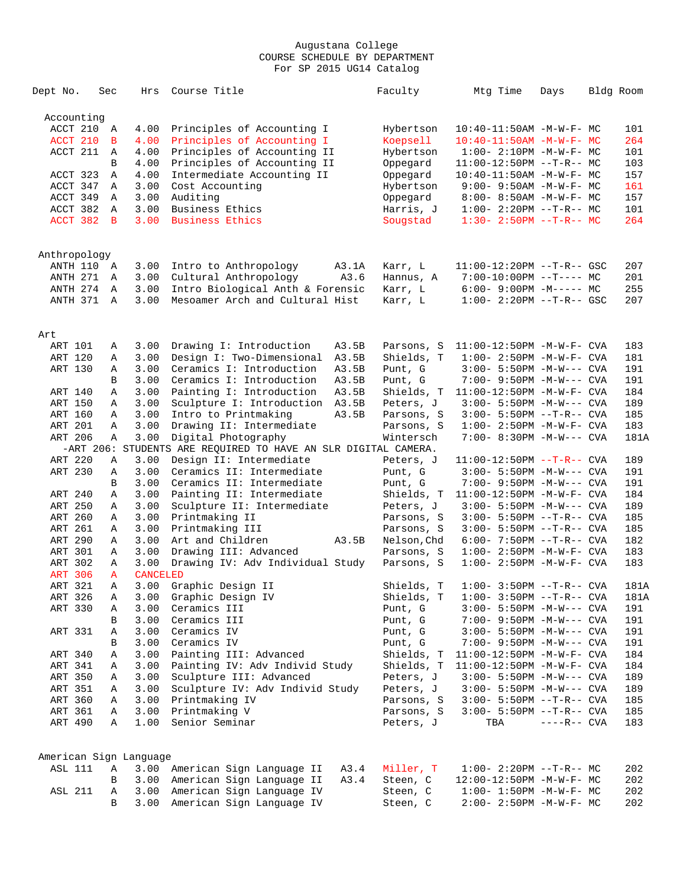# Augustana College
## COURSE SCHEDULE BY DEPARTMENT
### For SP 2015 UG14 Catalog

| Dept No. | Sec | Hrs | Course Title | | Faculty | Mtg Time | Days | Bldg | Room |
|---|---|---|---|---|---|---|---|---|---|
| **Accounting** | | | | | | | | | |
| ACCT 210 | A | 4.00 | Principles of Accounting I | | Hybertson | 10:40-11:50AM | -M-W-F- | MC | 101 |
| ACCT 210 | B | 4.00 | Principles of Accounting I | | Koepsell | 10:40-11:50AM | -M-W-F- | MC | 264 |
| ACCT 211 | A | 4.00 | Principles of Accounting II | | Hybertson | 1:00- 2:10PM | -M-W-F- | MC | 101 |
| | B | 4.00 | Principles of Accounting II | | Oppegard | 11:00-12:50PM | --T-R-- | MC | 103 |
| ACCT 323 | A | 4.00 | Intermediate Accounting II | | Oppegard | 10:40-11:50AM | -M-W-F- | MC | 157 |
| ACCT 347 | A | 3.00 | Cost Accounting | | Hybertson | 9:00- 9:50AM | -M-W-F- | MC | 161 |
| ACCT 349 | A | 3.00 | Auditing | | Oppegard | 8:00- 8:50AM | -M-W-F- | MC | 157 |
| ACCT 382 | A | 3.00 | Business Ethics | | Harris, J | 1:00- 2:20PM | --T-R-- | MC | 101 |
| ACCT 382 | B | 3.00 | Business Ethics | | Sougstad | 1:30- 2:50PM | --T-R-- | MC | 264 |
| **Anthropology** | | | | | | | | | |
| ANTH 110 | A | 3.00 | Intro to Anthropology | A3.1A | Karr, L | 11:00-12:20PM | --T-R-- | GSC | 207 |
| ANTH 271 | A | 3.00 | Cultural Anthropology | A3.6 | Hannus, A | 7:00-10:00PM | --T---- | MC | 201 |
| ANTH 274 | A | 3.00 | Intro Biological Anth & Forensic | | Karr, L | 6:00- 9:00PM | -M----- | MC | 255 |
| ANTH 371 | A | 3.00 | Mesoamer Arch and Cultural Hist | | Karr, L | 1:00- 2:20PM | --T-R-- | GSC | 207 |
| **Art** | | | | | | | | | |
| ART 101 | A | 3.00 | Drawing I: Introduction | A3.5B | Parsons, S | 11:00-12:50PM | -M-W-F- | CVA | 183 |
| ART 120 | A | 3.00 | Design I: Two-Dimensional | A3.5B | Shields, T | 1:00- 2:50PM | -M-W-F- | CVA | 181 |
| ART 130 | A | 3.00 | Ceramics I: Introduction | A3.5B | Punt, G | 3:00- 5:50PM | -M-W--- | CVA | 191 |
| | B | 3.00 | Ceramics I: Introduction | A3.5B | Punt, G | 7:00- 9:50PM | -M-W--- | CVA | 191 |
| ART 140 | A | 3.00 | Painting I: Introduction | A3.5B | Shields, T | 11:00-12:50PM | -M-W-F- | CVA | 184 |
| ART 150 | A | 3.00 | Sculpture I: Introduction | A3.5B | Peters, J | 3:00- 5:50PM | -M-W--- | CVA | 189 |
| ART 160 | A | 3.00 | Intro to Printmaking | A3.5B | Parsons, S | 3:00- 5:50PM | --T-R-- | CVA | 185 |
| ART 201 | A | 3.00 | Drawing II: Intermediate | | Parsons, S | 1:00- 2:50PM | -M-W-F- | CVA | 183 |
| ART 206 | A | 3.00 | Digital Photography | | Wintersch | 7:00- 8:30PM | -M-W--- | CVA | 181A |
| -ART 206: STUDENTS ARE REQUIRED TO HAVE AN SLR DIGITAL CAMERA. | | | | | | | | | |
| ART 220 | A | 3.00 | Design II: Intermediate | | Peters, J | 11:00-12:50PM | --T-R-- | CVA | 189 |
| ART 230 | A | 3.00 | Ceramics II: Intermediate | | Punt, G | 3:00- 5:50PM | -M-W--- | CVA | 191 |
| | B | 3.00 | Ceramics II: Intermediate | | Punt, G | 7:00- 9:50PM | -M-W--- | CVA | 191 |
| ART 240 | A | 3.00 | Painting II: Intermediate | | Shields, T | 11:00-12:50PM | -M-W-F- | CVA | 184 |
| ART 250 | A | 3.00 | Sculpture II: Intermediate | | Peters, J | 3:00- 5:50PM | -M-W--- | CVA | 189 |
| ART 260 | A | 3.00 | Printmaking II | | Parsons, S | 3:00- 5:50PM | --T-R-- | CVA | 185 |
| ART 261 | A | 3.00 | Printmaking III | | Parsons, S | 3:00- 5:50PM | --T-R-- | CVA | 185 |
| ART 290 | A | 3.00 | Art and Children | A3.5B | Nelson,Chd | 6:00- 7:50PM | --T-R-- | CVA | 182 |
| ART 301 | A | 3.00 | Drawing III: Advanced | | Parsons, S | 1:00- 2:50PM | -M-W-F- | CVA | 183 |
| ART 302 | A | 3.00 | Drawing IV: Adv Individual Study | | Parsons, S | 1:00- 2:50PM | -M-W-F- | CVA | 183 |
| ART 306 | A | CANCELED | | | | | | | |
| ART 321 | A | 3.00 | Graphic Design II | | Shields, T | 1:00- 3:50PM | --T-R-- | CVA | 181A |
| ART 326 | A | 3.00 | Graphic Design IV | | Shields, T | 1:00- 3:50PM | --T-R-- | CVA | 181A |
| ART 330 | A | 3.00 | Ceramics III | | Punt, G | 3:00- 5:50PM | -M-W--- | CVA | 191 |
| | B | 3.00 | Ceramics III | | Punt, G | 7:00- 9:50PM | -M-W--- | CVA | 191 |
| ART 331 | A | 3.00 | Ceramics IV | | Punt, G | 3:00- 5:50PM | -M-W--- | CVA | 191 |
| | B | 3.00 | Ceramics IV | | Punt, G | 7:00- 9:50PM | -M-W--- | CVA | 191 |
| ART 340 | A | 3.00 | Painting III: Advanced | | Shields, T | 11:00-12:50PM | -M-W-F- | CVA | 184 |
| ART 341 | A | 3.00 | Painting IV: Adv Individ Study | | Shields, T | 11:00-12:50PM | -M-W-F- | CVA | 184 |
| ART 350 | A | 3.00 | Sculpture III: Advanced | | Peters, J | 3:00- 5:50PM | -M-W--- | CVA | 189 |
| ART 351 | A | 3.00 | Sculpture IV: Adv Individ Study | | Peters, J | 3:00- 5:50PM | -M-W--- | CVA | 189 |
| ART 360 | A | 3.00 | Printmaking IV | | Parsons, S | 3:00- 5:50PM | --T-R-- | CVA | 185 |
| ART 361 | A | 3.00 | Printmaking V | | Parsons, S | 3:00- 5:50PM | --T-R-- | CVA | 185 |
| ART 490 | A | 1.00 | Senior Seminar | | Peters, J | TBA | ----R-- | CVA | 183 |
| **American Sign Language** | | | | | | | | | |
| ASL 111 | A | 3.00 | American Sign Language II | A3.4 | Miller, T | 1:00- 2:20PM | --T-R-- | MC | 202 |
| | B | 3.00 | American Sign Language II | A3.4 | Steen, C | 12:00-12:50PM | -M-W-F- | MC | 202 |
| ASL 211 | A | 3.00 | American Sign Language IV | | Steen, C | 1:00- 1:50PM | -M-W-F- | MC | 202 |
| | B | 3.00 | American Sign Language IV | | Steen, C | 2:00- 2:50PM | -M-W-F- | MC | 202 |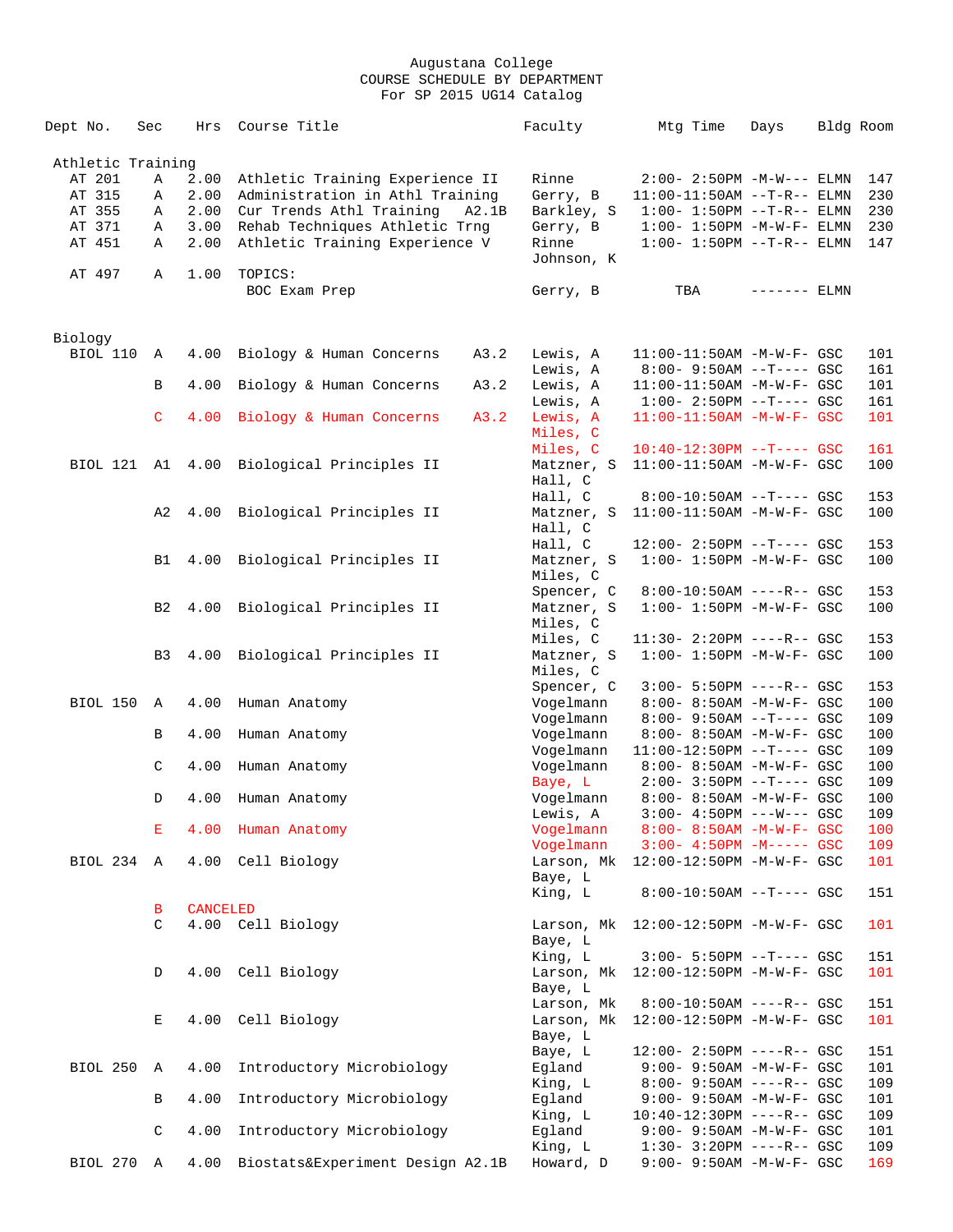Augustana College
COURSE SCHEDULE BY DEPARTMENT
For SP 2015 UG14 Catalog

| Dept No. | Sec | Hrs | Course Title | Faculty | Mtg Time | Days | Bldg | Room |
|---|---|---|---|---|---|---|---|---|
| **Athletic Training** | | | | | | | | |
| AT 201 | A | 2.00 | Athletic Training Experience II | Rinne | 2:00- 2:50PM | -M-W--- | ELMN | 147 |
| AT 315 | A | 2.00 | Administration in Athl Training | Gerry, B | 11:00-11:50AM | --T-R-- | ELMN | 230 |
| AT 355 | A | 2.00 | Cur Trends Athl Training A2.1B | Barkley, S | 1:00- 1:50PM | --T-R-- | ELMN | 230 |
| AT 371 | A | 3.00 | Rehab Techniques Athletic Trng | Gerry, B | 1:00- 1:50PM | -M-W-F- | ELMN | 230 |
| AT 451 | A | 2.00 | Athletic Training Experience V | Rinne | 1:00- 1:50PM | --T-R-- | ELMN | 147 |
| | | | | Johnson, K | | | | |
| AT 497 | A | 1.00 | TOPICS: | | | | | |
| | | | BOC Exam Prep | Gerry, B | TBA | ------- | ELMN | |
| **Biology** | | | | | | | | |
| BIOL 110 | A | 4.00 | Biology & Human Concerns A3.2 | Lewis, A | 11:00-11:50AM | -M-W-F- | GSC | 101 |
| | | | | Lewis, A | 8:00- 9:50AM | --T---- | GSC | 161 |
| | B | 4.00 | Biology & Human Concerns A3.2 | Lewis, A | 11:00-11:50AM | -M-W-F- | GSC | 101 |
| | | | | Lewis, A | 1:00- 2:50PM | --T---- | GSC | 161 |
| | C | 4.00 | Biology & Human Concerns A3.2 | Lewis, A | 11:00-11:50AM | -M-W-F- | GSC | 101 |
| | | | | Miles, C | | | | |
| | | | | Miles, C | 10:40-12:30PM | --T---- | GSC | 161 |
| BIOL 121 | A1 | 4.00 | Biological Principles II | Matzner, S | 11:00-11:50AM | -M-W-F- | GSC | 100 |
| | | | | Hall, C | | | | |
| | | | | Hall, C | 8:00-10:50AM | --T---- | GSC | 153 |
| | A2 | 4.00 | Biological Principles II | Matzner, S | 11:00-11:50AM | -M-W-F- | GSC | 100 |
| | | | | Hall, C | | | | |
| | | | | Hall, C | 12:00- 2:50PM | --T---- | GSC | 153 |
| | B1 | 4.00 | Biological Principles II | Matzner, S | 1:00- 1:50PM | -M-W-F- | GSC | 100 |
| | | | | Miles, C | | | | |
| | | | | Spencer, C | 8:00-10:50AM | ----R-- | GSC | 153 |
| | B2 | 4.00 | Biological Principles II | Matzner, S | 1:00- 1:50PM | -M-W-F- | GSC | 100 |
| | | | | Miles, C | | | | |
| | | | | Miles, C | 11:30- 2:20PM | ----R-- | GSC | 153 |
| | B3 | 4.00 | Biological Principles II | Matzner, S | 1:00- 1:50PM | -M-W-F- | GSC | 100 |
| | | | | Miles, C | | | | |
| | | | | Spencer, C | 3:00- 5:50PM | ----R-- | GSC | 153 |
| BIOL 150 | A | 4.00 | Human Anatomy | Vogelmann | 8:00- 8:50AM | -M-W-F- | GSC | 100 |
| | | | | Vogelmann | 8:00- 9:50AM | --T---- | GSC | 109 |
| | B | 4.00 | Human Anatomy | Vogelmann | 8:00- 8:50AM | -M-W-F- | GSC | 100 |
| | | | | Vogelmann | 11:00-12:50PM | --T---- | GSC | 109 |
| | C | 4.00 | Human Anatomy | Vogelmann | 8:00- 8:50AM | -M-W-F- | GSC | 100 |
| | | | | Baye, L | 2:00- 3:50PM | --T---- | GSC | 109 |
| | D | 4.00 | Human Anatomy | Vogelmann | 8:00- 8:50AM | -M-W-F- | GSC | 100 |
| | | | | Lewis, A | 3:00- 4:50PM | ---W--- | GSC | 109 |
| | E | 4.00 | Human Anatomy | Vogelmann | 8:00- 8:50AM | -M-W-F- | GSC | 100 |
| | | | | Vogelmann | 3:00- 4:50PM | -M----- | GSC | 109 |
| BIOL 234 | A | 4.00 | Cell Biology | Larson, Mk | 12:00-12:50PM | -M-W-F- | GSC | 101 |
| | | | | Baye, L | | | | |
| | | | | King, L | 8:00-10:50AM | --T---- | GSC | 151 |
| | B | CANCELED | | | | | | |
| | C | 4.00 | Cell Biology | Larson, Mk | 12:00-12:50PM | -M-W-F- | GSC | 101 |
| | | | | Baye, L | | | | |
| | | | | King, L | 3:00- 5:50PM | --T---- | GSC | 151 |
| | D | 4.00 | Cell Biology | Larson, Mk | 12:00-12:50PM | -M-W-F- | GSC | 101 |
| | | | | Baye, L | | | | |
| | | | | Larson, Mk | 8:00-10:50AM | ----R-- | GSC | 151 |
| | E | 4.00 | Cell Biology | Larson, Mk | 12:00-12:50PM | -M-W-F- | GSC | 101 |
| | | | | Baye, L | | | | |
| | | | | Baye, L | 12:00- 2:50PM | ----R-- | GSC | 151 |
| BIOL 250 | A | 4.00 | Introductory Microbiology | Egland | 9:00- 9:50AM | -M-W-F- | GSC | 101 |
| | | | | King, L | 8:00- 9:50AM | ----R-- | GSC | 109 |
| | B | 4.00 | Introductory Microbiology | Egland | 9:00- 9:50AM | -M-W-F- | GSC | 101 |
| | | | | King, L | 10:40-12:30PM | ----R-- | GSC | 109 |
| | C | 4.00 | Introductory Microbiology | Egland | 9:00- 9:50AM | -M-W-F- | GSC | 101 |
| | | | | King, L | 1:30- 3:20PM | ----R-- | GSC | 109 |
| BIOL 270 | A | 4.00 | Biostats&Experiment Design A2.1B | Howard, D | 9:00- 9:50AM | -M-W-F- | GSC | 169 |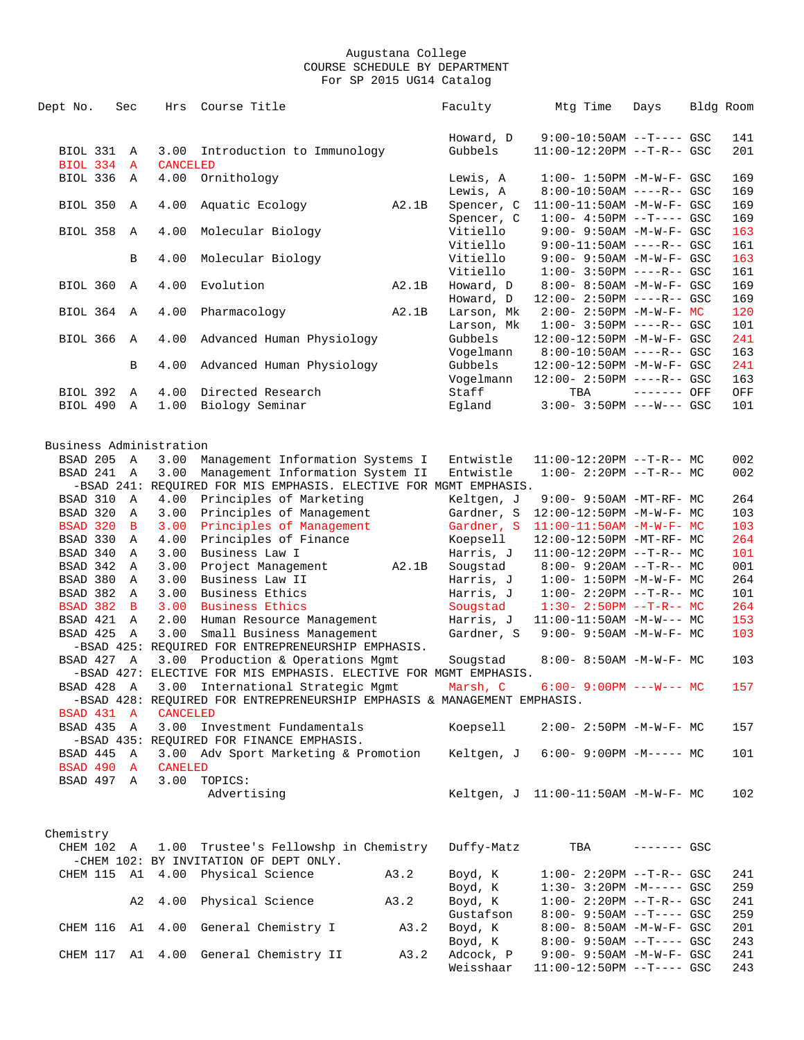Augustana College
COURSE SCHEDULE BY DEPARTMENT
For SP 2015 UG14 Catalog

| Dept | No. | Sec | Hrs | Course Title | | Faculty | Mtg Time | Days | Bldg | Room |
|---|---|---|---|---|---|---|---|---|---|---|
| | | | | | | Howard, D | 9:00-10:50AM | --T---- | GSC | 141 |
| BIOL | 331 | A | 3.00 | Introduction to Immunology | | Gubbels | 11:00-12:20PM | --T-R-- | GSC | 201 |
| BIOL | 334 | A | CANCELED | | | | | | | |
| BIOL | 336 | A | 4.00 | Ornithology | | Lewis, A | 1:00- 1:50PM | -M-W-F- | GSC | 169 |
| | | | | | | Lewis, A | 8:00-10:50AM | ----R-- | GSC | 169 |
| BIOL | 350 | A | 4.00 | Aquatic Ecology | A2.1B | Spencer, C | 11:00-11:50AM | -M-W-F- | GSC | 169 |
| | | | | | | Spencer, C | 1:00- 4:50PM | --T---- | GSC | 169 |
| BIOL | 358 | A | 4.00 | Molecular Biology | | Vitiello | 9:00- 9:50AM | -M-W-F- | GSC | 163 |
| | | | | | | Vitiello | 9:00-11:50AM | ----R-- | GSC | 161 |
| | | B | 4.00 | Molecular Biology | | Vitiello | 9:00- 9:50AM | -M-W-F- | GSC | 163 |
| | | | | | | Vitiello | 1:00- 3:50PM | ----R-- | GSC | 161 |
| BIOL | 360 | A | 4.00 | Evolution | A2.1B | Howard, D | 8:00- 8:50AM | -M-W-F- | GSC | 169 |
| | | | | | | Howard, D | 12:00- 2:50PM | ----R-- | GSC | 169 |
| BIOL | 364 | A | 4.00 | Pharmacology | A2.1B | Larson, Mk | 2:00- 2:50PM | -M-W-F- | MC | 120 |
| | | | | | | Larson, Mk | 1:00- 3:50PM | ----R-- | GSC | 101 |
| BIOL | 366 | A | 4.00 | Advanced Human Physiology | | Gubbels | 12:00-12:50PM | -M-W-F- | GSC | 241 |
| | | | | | | Vogelmann | 8:00-10:50AM | ----R-- | GSC | 163 |
| | | B | 4.00 | Advanced Human Physiology | | Gubbels | 12:00-12:50PM | -M-W-F- | GSC | 241 |
| | | | | | | Vogelmann | 12:00- 2:50PM | ----R-- | GSC | 163 |
| BIOL | 392 | A | 4.00 | Directed Research | | Staff | TBA | ------- | OFF | OFF |
| BIOL | 490 | A | 1.00 | Biology Seminar | | Egland | 3:00- 3:50PM | ---W--- | GSC | 101 |

## Business Administration

| Dept | No. | Sec | Hrs | Course Title | | Faculty | Mtg Time | Days | Bldg | Room |
|---|---|---|---|---|---|---|---|---|---|---|
| BSAD | 205 | A | 3.00 | Management Information Systems I | | Entwistle | 11:00-12:20PM | --T-R-- | MC | 002 |
| BSAD | 241 | A | 3.00 | Management Information System II | | Entwistle | 1:00- 2:20PM | --T-R-- | MC | 002 |
| -BSAD 241: REQUIRED FOR MIS EMPHASIS. ELECTIVE FOR MGMT EMPHASIS. | | | | | | | | | | |
| BSAD | 310 | A | 4.00 | Principles of Marketing | | Keltgen, J | 9:00- 9:50AM | -MT-RF- | MC | 264 |
| BSAD | 320 | A | 3.00 | Principles of Management | | Gardner, S | 12:00-12:50PM | -M-W-F- | MC | 103 |
| BSAD | 320 | B | 3.00 | Principles of Management | | Gardner, S | 11:00-11:50AM | -M-W-F- | MC | 103 |
| BSAD | 330 | A | 4.00 | Principles of Finance | | Koepsell | 12:00-12:50PM | -MT-RF- | MC | 264 |
| BSAD | 340 | A | 3.00 | Business Law I | | Harris, J | 11:00-12:20PM | --T-R-- | MC | 101 |
| BSAD | 342 | A | 3.00 | Project Management | A2.1B | Sougstad | 8:00- 9:20AM | --T-R-- | MC | 001 |
| BSAD | 380 | A | 3.00 | Business Law II | | Harris, J | 1:00- 1:50PM | -M-W-F- | MC | 264 |
| BSAD | 382 | A | 3.00 | Business Ethics | | Harris, J | 1:00- 2:20PM | --T-R-- | MC | 101 |
| BSAD | 382 | B | 3.00 | Business Ethics | | Sougstad | 1:30- 2:50PM | --T-R-- | MC | 264 |
| BSAD | 421 | A | 2.00 | Human Resource Management | | Harris, J | 11:00-11:50AM | -M-W--- | MC | 153 |
| BSAD | 425 | A | 3.00 | Small Business Management | | Gardner, S | 9:00- 9:50AM | -M-W-F- | MC | 103 |
| -BSAD 425: REQUIRED FOR ENTREPRENEURSHIP EMPHASIS. | | | | | | | | | | |
| BSAD | 427 | A | 3.00 | Production & Operations Mgmt | | Sougstad | 8:00- 8:50AM | -M-W-F- | MC | 103 |
| -BSAD 427: ELECTIVE FOR MIS EMPHASIS. ELECTIVE FOR MGMT EMPHASIS. | | | | | | | | | | |
| BSAD | 428 | A | 3.00 | International Strategic Mgmt | | Marsh, C | 6:00- 9:00PM | ---W--- | MC | 157 |
| -BSAD 428: REQUIRED FOR ENTREPRENEURSHIP EMPHASIS & MANAGEMENT EMPHASIS. | | | | | | | | | | |
| BSAD | 431 | A | CANCELED | | | | | | | |
| BSAD | 435 | A | 3.00 | Investment Fundamentals | | Koepsell | 2:00- 2:50PM | -M-W-F- | MC | 157 |
| -BSAD 435: REQUIRED FOR FINANCE EMPHASIS. | | | | | | | | | | |
| BSAD | 445 | A | 3.00 | Adv Sport Marketing & Promotion | | Keltgen, J | 6:00- 9:00PM | -M----- | MC | 101 |
| BSAD | 490 | A | CANELED | | | | | | | |
| BSAD | 497 | A | 3.00 | TOPICS: | | | | | | |
| | | | | Advertising | | Keltgen, J | 11:00-11:50AM | -M-W-F- | MC | 102 |

## Chemistry

| Dept | No. | Sec | Hrs | Course Title | | Faculty | Mtg Time | Days | Bldg | Room |
|---|---|---|---|---|---|---|---|---|---|---|
| CHEM | 102 | A | 1.00 | Trustee's Fellowshp in Chemistry | | Duffy-Matz | TBA | ------- | GSC | |
| -CHEM 102: BY INVITATION OF DEPT ONLY. | | | | | | | | | | |
| CHEM | 115 | A1 | 4.00 | Physical Science | A3.2 | Boyd, K | 1:00- 2:20PM | --T-R-- | GSC | 241 |
| | | | | | | Boyd, K | 1:30- 3:20PM | -M----- | GSC | 259 |
| | | A2 | 4.00 | Physical Science | A3.2 | Boyd, K | 1:00- 2:20PM | --T-R-- | GSC | 241 |
| | | | | | | Gustafson | 8:00- 9:50AM | --T---- | GSC | 259 |
| CHEM | 116 | A1 | 4.00 | General Chemistry I | A3.2 | Boyd, K | 8:00- 8:50AM | -M-W-F- | GSC | 201 |
| | | | | | | Boyd, K | 8:00- 9:50AM | --T---- | GSC | 243 |
| CHEM | 117 | A1 | 4.00 | General Chemistry II | A3.2 | Adcock, P | 9:00- 9:50AM | -M-W-F- | GSC | 241 |
| | | | | | | Weisshaar | 11:00-12:50PM | --T---- | GSC | 243 |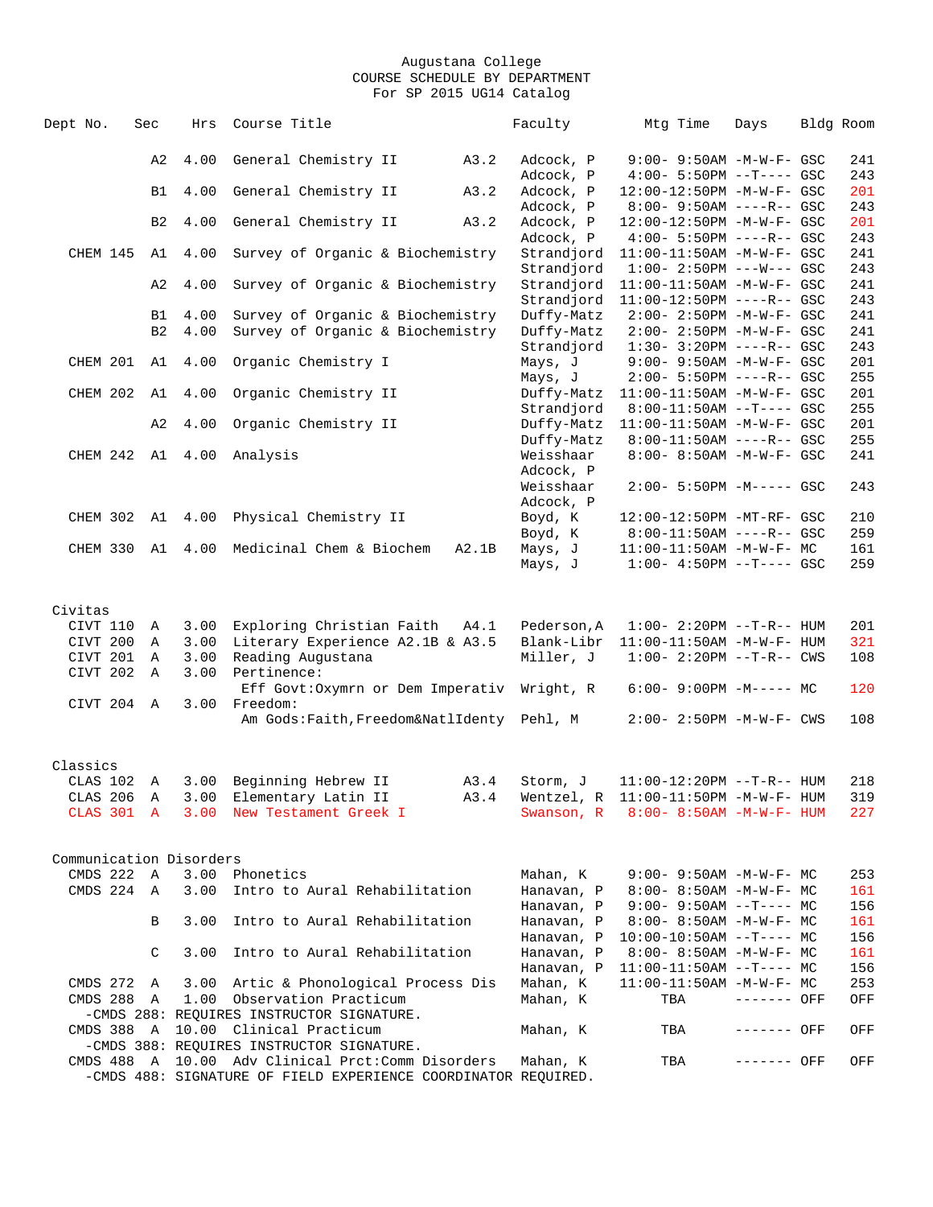Augustana College
COURSE SCHEDULE BY DEPARTMENT
For SP 2015 UG14 Catalog

| Dept No. | Sec | Hrs | Course Title | | Faculty | Mtg Time | Days | Bldg | Room |
|---|---|---|---|---|---|---|---|---|---|
| | A2 | 4.00 | General Chemistry II | A3.2 | Adcock, P | 9:00- 9:50AM | -M-W-F- | GSC | 241 |
| | | | | | Adcock, P | 4:00- 5:50PM | --T---- | GSC | 243 |
| | B1 | 4.00 | General Chemistry II | A3.2 | Adcock, P | 12:00-12:50PM | -M-W-F- | GSC | 201 |
| | | | | | Adcock, P | 8:00- 9:50AM | ----R-- | GSC | 243 |
| | B2 | 4.00 | General Chemistry II | A3.2 | Adcock, P | 12:00-12:50PM | -M-W-F- | GSC | 201 |
| | | | | | Adcock, P | 4:00- 5:50PM | ----R-- | GSC | 243 |
| CHEM 145 | A1 | 4.00 | Survey of Organic & Biochemistry | | Strandjord | 11:00-11:50AM | -M-W-F- | GSC | 241 |
| | | | | | Strandjord | 1:00- 2:50PM | ---W--- | GSC | 243 |
| | A2 | 4.00 | Survey of Organic & Biochemistry | | Strandjord | 11:00-11:50AM | -M-W-F- | GSC | 241 |
| | | | | | Strandjord | 11:00-12:50PM | ----R-- | GSC | 243 |
| | B1 | 4.00 | Survey of Organic & Biochemistry | | Duffy-Matz | 2:00- 2:50PM | -M-W-F- | GSC | 241 |
| | B2 | 4.00 | Survey of Organic & Biochemistry | | Duffy-Matz | 2:00- 2:50PM | -M-W-F- | GSC | 241 |
| | | | | | Strandjord | 1:30- 3:20PM | ----R-- | GSC | 243 |
| CHEM 201 | A1 | 4.00 | Organic Chemistry I | | Mays, J | 9:00- 9:50AM | -M-W-F- | GSC | 201 |
| | | | | | Mays, J | 2:00- 5:50PM | ----R-- | GSC | 255 |
| CHEM 202 | A1 | 4.00 | Organic Chemistry II | | Duffy-Matz | 11:00-11:50AM | -M-W-F- | GSC | 201 |
| | | | | | Strandjord | 8:00-11:50AM | --T---- | GSC | 255 |
| | A2 | 4.00 | Organic Chemistry II | | Duffy-Matz | 11:00-11:50AM | -M-W-F- | GSC | 201 |
| | | | | | Duffy-Matz | 8:00-11:50AM | ----R-- | GSC | 255 |
| CHEM 242 | A1 | 4.00 | Analysis | | Weisshaar | 8:00- 8:50AM | -M-W-F- | GSC | 241 |
| | | | | | Adcock, P | | | | |
| | | | | | Weisshaar | 2:00- 5:50PM | -M----- | GSC | 243 |
| | | | | | Adcock, P | | | | |
| CHEM 302 | A1 | 4.00 | Physical Chemistry II | | Boyd, K | 12:00-12:50PM | -MT-RF- | GSC | 210 |
| | | | | | Boyd, K | 8:00-11:50AM | ----R-- | GSC | 259 |
| CHEM 330 | A1 | 4.00 | Medicinal Chem & Biochem | A2.1B | Mays, J | 11:00-11:50AM | -M-W-F- | MC | 161 |
| | | | | | Mays, J | 1:00- 4:50PM | --T---- | GSC | 259 |

## Civitas

| Dept No. | Sec | Hrs | Course Title | | Faculty | Mtg Time | Days | Bldg | Room |
|---|---|---|---|---|---|---|---|---|---|
| CIVT 110 | A | 3.00 | Exploring Christian Faith | A4.1 | Pederson,A | 1:00- 2:20PM | --T-R-- | HUM | 201 |
| CIVT 200 | A | 3.00 | Literary Experience A2.1B & A3.5 | | Blank-Libr | 11:00-11:50AM | -M-W-F- | HUM | 321 |
| CIVT 201 | A | 3.00 | Reading Augustana | | Miller, J | 1:00- 2:20PM | --T-R-- | CWS | 108 |
| CIVT 202 | A | 3.00 | Pertinence: | | | | | | |
| | | | Eff Govt:Oxymrn or Dem Imperativ | | Wright, R | 6:00- 9:00PM | -M----- | MC | 120 |
| CIVT 204 | A | 3.00 | Freedom: | | | | | | |
| | | | Am Gods:Faith,Freedom&NatlIdenty | | Pehl, M | 2:00- 2:50PM | -M-W-F- | CWS | 108 |

## Classics

| Dept No. | Sec | Hrs | Course Title | | Faculty | Mtg Time | Days | Bldg | Room |
|---|---|---|---|---|---|---|---|---|---|
| CLAS 102 | A | 3.00 | Beginning Hebrew II | A3.4 | Storm, J | 11:00-12:20PM | --T-R-- | HUM | 218 |
| CLAS 206 | A | 3.00 | Elementary Latin II | A3.4 | Wentzel, R | 11:00-11:50PM | -M-W-F- | HUM | 319 |
| CLAS 301 | A | 3.00 | New Testament Greek I | | Swanson, R | 8:00- 8:50AM | -M-W-F- | HUM | 227 |

## Communication Disorders

| Dept No. | Sec | Hrs | Course Title | | Faculty | Mtg Time | Days | Bldg | Room |
|---|---|---|---|---|---|---|---|---|---|
| CMDS 222 | A | 3.00 | Phonetics | | Mahan, K | 9:00- 9:50AM | -M-W-F- | MC | 253 |
| CMDS 224 | A | 3.00 | Intro to Aural Rehabilitation | | Hanavan, P | 8:00- 8:50AM | -M-W-F- | MC | 161 |
| | | | | | Hanavan, P | 9:00- 9:50AM | --T---- | MC | 156 |
| | B | 3.00 | Intro to Aural Rehabilitation | | Hanavan, P | 8:00- 8:50AM | -M-W-F- | MC | 161 |
| | | | | | Hanavan, P | 10:00-10:50AM | --T---- | MC | 156 |
| | C | 3.00 | Intro to Aural Rehabilitation | | Hanavan, P | 8:00- 8:50AM | -M-W-F- | MC | 161 |
| | | | | | Hanavan, P | 11:00-11:50AM | --T---- | MC | 156 |
| CMDS 272 | A | 3.00 | Artic & Phonological Process Dis | | Mahan, K | 11:00-11:50AM | -M-W-F- | MC | 253 |
| CMDS 288 | A | 1.00 | Observation Practicum | | Mahan, K | TBA | ------- | OFF | OFF |
| -CMDS 288: REQUIRES INSTRUCTOR SIGNATURE. | | | | | | | | | |
| CMDS 388 | A | 10.00 | Clinical Practicum | | Mahan, K | TBA | ------- | OFF | OFF |
| -CMDS 388: REQUIRES INSTRUCTOR SIGNATURE. | | | | | | | | | |
| CMDS 488 | A | 10.00 | Adv Clinical Prct:Comm Disorders | | Mahan, K | TBA | ------- | OFF | OFF |
| -CMDS 488: SIGNATURE OF FIELD EXPERIENCE COORDINATOR REQUIRED. | | | | | | | | | |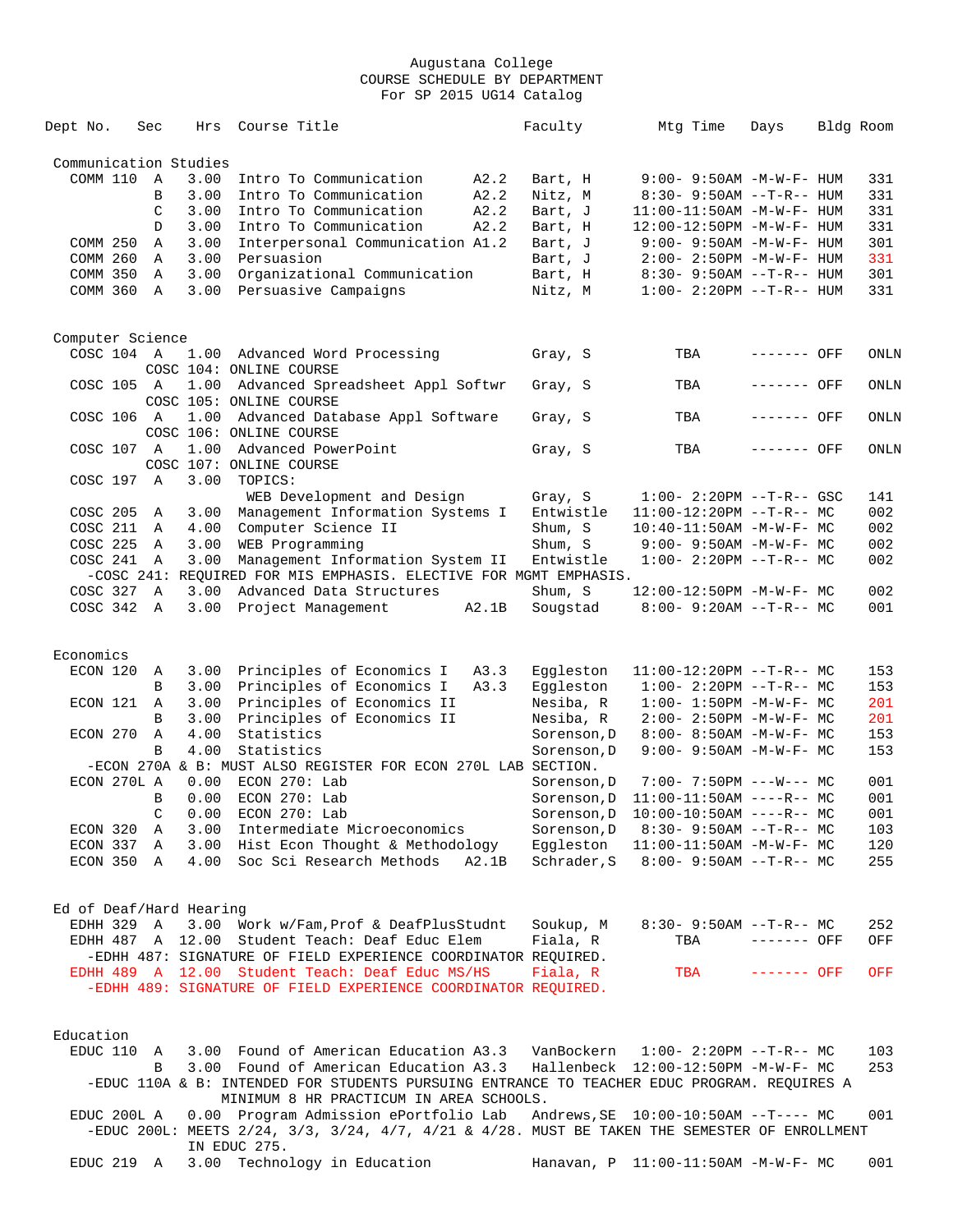Augustana College
COURSE SCHEDULE BY DEPARTMENT
For SP 2015 UG14 Catalog

| Dept No. | Sec | Hrs | Course Title | | Faculty | Mtg Time | Days | Bldg | Room |
|---|---|---|---|---|---|---|---|---|---|
| **Communication Studies** | | | | | | | | | |
| COMM 110 | A | 3.00 | Intro To Communication | A2.2 | Bart, H | 9:00- 9:50AM | -M-W-F- | HUM | 331 |
| | B | 3.00 | Intro To Communication | A2.2 | Nitz, M | 8:30- 9:50AM | --T-R-- | HUM | 331 |
| | C | 3.00 | Intro To Communication | A2.2 | Bart, J | 11:00-11:50AM | -M-W-F- | HUM | 331 |
| | D | 3.00 | Intro To Communication | A2.2 | Bart, H | 12:00-12:50PM | -M-W-F- | HUM | 331 |
| COMM 250 | A | 3.00 | Interpersonal Communication | A1.2 | Bart, J | 9:00- 9:50AM | -M-W-F- | HUM | 301 |
| COMM 260 | A | 3.00 | Persuasion | | Bart, J | 2:00- 2:50PM | -M-W-F- | HUM | 331 |
| COMM 350 | A | 3.00 | Organizational Communication | | Bart, H | 8:30- 9:50AM | --T-R-- | HUM | 301 |
| COMM 360 | A | 3.00 | Persuasive Campaigns | | Nitz, M | 1:00- 2:20PM | --T-R-- | HUM | 331 |
| **Computer Science** | | | | | | | | | |
| COSC 104 | A | 1.00 | Advanced Word Processing | | Gray, S | TBA | ------- | OFF | ONLN |
| | | | COSC 104: ONLINE COURSE | | | | | | |
| COSC 105 | A | 1.00 | Advanced Spreadsheet Appl Softwr | | Gray, S | TBA | ------- | OFF | ONLN |
| | | | COSC 105: ONLINE COURSE | | | | | | |
| COSC 106 | A | 1.00 | Advanced Database Appl Software | | Gray, S | TBA | ------- | OFF | ONLN |
| | | | COSC 106: ONLINE COURSE | | | | | | |
| COSC 107 | A | 1.00 | Advanced PowerPoint | | Gray, S | TBA | ------- | OFF | ONLN |
| | | | COSC 107: ONLINE COURSE | | | | | | |
| COSC 197 | A | 3.00 | TOPICS: WEB Development and Design | | Gray, S | 1:00- 2:20PM | --T-R-- | GSC | 141 |
| COSC 205 | A | 3.00 | Management Information Systems I | | Entwistle | 11:00-12:20PM | --T-R-- | MC | 002 |
| COSC 211 | A | 4.00 | Computer Science II | | Shum, S | 10:40-11:50AM | -M-W-F- | MC | 002 |
| COSC 225 | A | 3.00 | WEB Programming | | Shum, S | 9:00- 9:50AM | -M-W-F- | MC | 002 |
| COSC 241 | A | 3.00 | Management Information System II | | Entwistle | 1:00- 2:20PM | --T-R-- | MC | 002 |
| | | | -COSC 241: REQUIRED FOR MIS EMPHASIS. ELECTIVE FOR MGMT EMPHASIS. | | | | | | |
| COSC 327 | A | 3.00 | Advanced Data Structures | | Shum, S | 12:00-12:50PM | -M-W-F- | MC | 002 |
| COSC 342 | A | 3.00 | Project Management | A2.1B | Sougstad | 8:00- 9:20AM | --T-R-- | MC | 001 |
| **Economics** | | | | | | | | | |
| ECON 120 | A | 3.00 | Principles of Economics I | A3.3 | Eggleston | 11:00-12:20PM | --T-R-- | MC | 153 |
| | B | 3.00 | Principles of Economics I | A3.3 | Eggleston | 1:00- 2:20PM | --T-R-- | MC | 153 |
| ECON 121 | A | 3.00 | Principles of Economics II | | Nesiba, R | 1:00- 1:50PM | -M-W-F- | MC | 201 |
| | B | 3.00 | Principles of Economics II | | Nesiba, R | 2:00- 2:50PM | -M-W-F- | MC | 201 |
| ECON 270 | A | 4.00 | Statistics | | Sorenson,D | 8:00- 8:50AM | -M-W-F- | MC | 153 |
| | B | 4.00 | Statistics | | Sorenson,D | 9:00- 9:50AM | -M-W-F- | MC | 153 |
| | | | -ECON 270A & B: MUST ALSO REGISTER FOR ECON 270L LAB SECTION. | | | | | | |
| ECON 270L | A | 0.00 | ECON 270: Lab | | Sorenson,D | 7:00- 7:50PM | ---W--- | MC | 001 |
| | B | 0.00 | ECON 270: Lab | | Sorenson,D | 11:00-11:50AM | ----R-- | MC | 001 |
| | C | 0.00 | ECON 270: Lab | | Sorenson,D | 10:00-10:50AM | ----R-- | MC | 001 |
| ECON 320 | A | 3.00 | Intermediate Microeconomics | | Sorenson,D | 8:30- 9:50AM | --T-R-- | MC | 103 |
| ECON 337 | A | 3.00 | Hist Econ Thought & Methodology | | Eggleston | 11:00-11:50AM | -M-W-F- | MC | 120 |
| ECON 350 | A | 4.00 | Soc Sci Research Methods | A2.1B | Schrader,S | 8:00- 9:50AM | --T-R-- | MC | 255 |
| **Ed of Deaf/Hard Hearing** | | | | | | | | | |
| EDHH 329 | A | 3.00 | Work w/Fam,Prof & DeafPlusStudnt | | Soukup, M | 8:30- 9:50AM | --T-R-- | MC | 252 |
| EDHH 487 | A | 12.00 | Student Teach: Deaf Educ Elem | | Fiala, R | TBA | ------- | OFF | OFF |
| | | | -EDHH 487: SIGNATURE OF FIELD EXPERIENCE COORDINATOR REQUIRED. | | | | | | |
| EDHH 489 | A | 12.00 | Student Teach: Deaf Educ MS/HS | | Fiala, R | TBA | ------- | OFF | OFF |
| | | | -EDHH 489: SIGNATURE OF FIELD EXPERIENCE COORDINATOR REQUIRED. | | | | | | |
| **Education** | | | | | | | | | |
| EDUC 110 | A | 3.00 | Found of American Education | A3.3 | VanBockern | 1:00- 2:20PM | --T-R-- | MC | 103 |
| | B | 3.00 | Found of American Education | A3.3 | Hallenbeck | 12:00-12:50PM | -M-W-F- | MC | 253 |
| | | | -EDUC 110A & B: INTENDED FOR STUDENTS PURSUING ENTRANCE TO TEACHER EDUC PROGRAM. REQUIRES A MINIMUM 8 HR PRACTICUM IN AREA SCHOOLS. | | | | | | |
| EDUC 200L | A | 0.00 | Program Admission ePortfolio Lab | | Andrews,SE | 10:00-10:50AM | --T---- | MC | 001 |
| | | | -EDUC 200L: MEETS 2/24, 3/3, 3/24, 4/7, 4/21 & 4/28. MUST BE TAKEN THE SEMESTER OF ENROLLMENT IN EDUC 275. | | | | | | |
| EDUC 219 | A | 3.00 | Technology in Education | | Hanavan, P | 11:00-11:50AM | -M-W-F- | MC | 001 |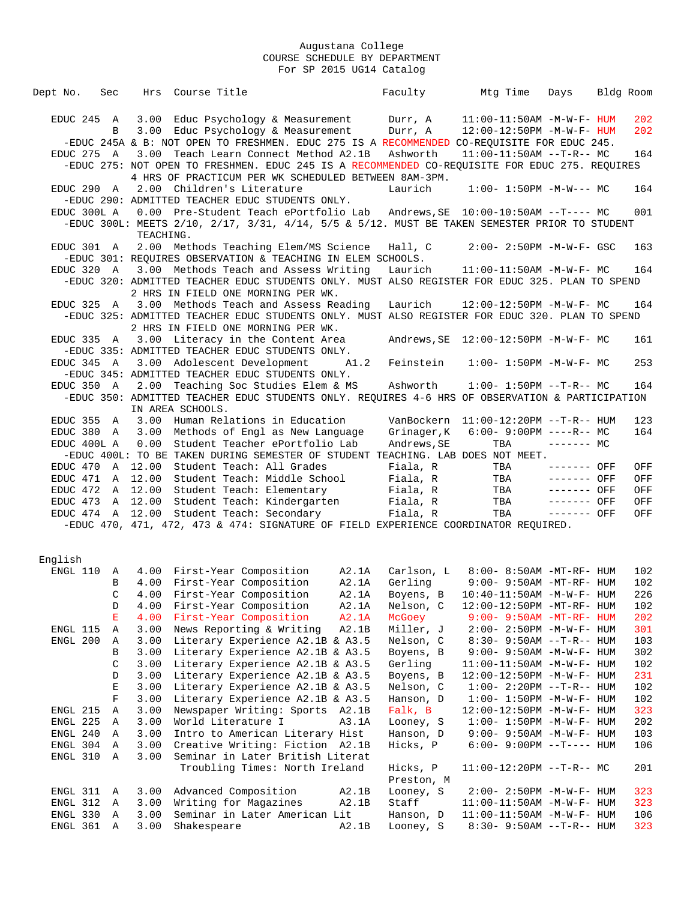Augustana College
COURSE SCHEDULE BY DEPARTMENT
For SP 2015 UG14 Catalog

| Dept No. | Sec | Hrs | Course Title | | Faculty | Mtg Time | Days | Bldg | Room |
|---|---|---|---|---|---|---|---|---|---|
| EDUC 245 | A | 3.00 | Educ Psychology & Measurement | | Durr, A | 11:00-11:50AM | -M-W-F- | HUM | 202 |
| | B | 3.00 | Educ Psychology & Measurement | | Durr, A | 12:00-12:50PM | -M-W-F- | HUM | 202 |

-EDUC 245A & B: NOT OPEN TO FRESHMEN. EDUC 275 IS A RECOMMENDED CO-REQUISITE FOR EDUC 245.

| Dept No. | Sec | Hrs | Course Title | | Faculty | Mtg Time | Days | Bldg | Room |
|---|---|---|---|---|---|---|---|---|---|
| EDUC 275 | A | 3.00 | Teach Learn Connect Method | A2.1B | Ashworth | 11:00-11:50AM | --T-R-- | MC | 164 |

-EDUC 275: NOT OPEN TO FRESHMEN. EDUC 245 IS A RECOMMENDED CO-REQUISITE FOR EDUC 275. REQUIRES 4 HRS OF PRACTICUM PER WK SCHEDULED BETWEEN 8AM-3PM.

| Dept No. | Sec | Hrs | Course Title | | Faculty | Mtg Time | Days | Bldg | Room |
|---|---|---|---|---|---|---|---|---|---|
| EDUC 290 | A | 2.00 | Children's Literature | | Laurich | 1:00- 1:50PM | -M-W--- | MC | 164 |

-EDUC 290: ADMITTED TEACHER EDUC STUDENTS ONLY.

| Dept No. | Sec | Hrs | Course Title | | Faculty | Mtg Time | Days | Bldg | Room |
|---|---|---|---|---|---|---|---|---|---|
| EDUC 300L | A | 0.00 | Pre-Student Teach ePortfolio Lab | | Andrews,SE | 10:00-10:50AM | --T---- | MC | 001 |

-EDUC 300L: MEETS 2/10, 2/17, 3/31, 4/14, 5/5 & 5/12. MUST BE TAKEN SEMESTER PRIOR TO STUDENT TEACHING.

| Dept No. | Sec | Hrs | Course Title | | Faculty | Mtg Time | Days | Bldg | Room |
|---|---|---|---|---|---|---|---|---|---|
| EDUC 301 | A | 2.00 | Methods Teaching Elem/MS Science | | Hall, C | 2:00- 2:50PM | -M-W-F- | GSC | 163 |

-EDUC 301: REQUIRES OBSERVATION & TEACHING IN ELEM SCHOOLS.

| Dept No. | Sec | Hrs | Course Title | | Faculty | Mtg Time | Days | Bldg | Room |
|---|---|---|---|---|---|---|---|---|---|
| EDUC 320 | A | 3.00 | Methods Teach and Assess Writing | | Laurich | 11:00-11:50AM | -M-W-F- | MC | 164 |

-EDUC 320: ADMITTED TEACHER EDUC STUDENTS ONLY. MUST ALSO REGISTER FOR EDUC 325. PLAN TO SPEND 2 HRS IN FIELD ONE MORNING PER WK.

| Dept No. | Sec | Hrs | Course Title | | Faculty | Mtg Time | Days | Bldg | Room |
|---|---|---|---|---|---|---|---|---|---|
| EDUC 325 | A | 3.00 | Methods Teach and Assess Reading | | Laurich | 12:00-12:50PM | -M-W-F- | MC | 164 |

-EDUC 325: ADMITTED TEACHER EDUC STUDENTS ONLY. MUST ALSO REGISTER FOR EDUC 320. PLAN TO SPEND 2 HRS IN FIELD ONE MORNING PER WK.

| Dept No. | Sec | Hrs | Course Title | | Faculty | Mtg Time | Days | Bldg | Room |
|---|---|---|---|---|---|---|---|---|---|
| EDUC 335 | A | 3.00 | Literacy in the Content Area | | Andrews,SE | 12:00-12:50PM | -M-W-F- | MC | 161 |

-EDUC 335: ADMITTED TEACHER EDUC STUDENTS ONLY.

| Dept No. | Sec | Hrs | Course Title | | Faculty | Mtg Time | Days | Bldg | Room |
|---|---|---|---|---|---|---|---|---|---|
| EDUC 345 | A | 3.00 | Adolescent Development | A1.2 | Feinstein | 1:00- 1:50PM | -M-W-F- | MC | 253 |

-EDUC 345: ADMITTED TEACHER EDUC STUDENTS ONLY.

| Dept No. | Sec | Hrs | Course Title | | Faculty | Mtg Time | Days | Bldg | Room |
|---|---|---|---|---|---|---|---|---|---|
| EDUC 350 | A | 2.00 | Teaching Soc Studies Elem & MS | | Ashworth | 1:00- 1:50PM | --T-R-- | MC | 164 |

-EDUC 350: ADMITTED TEACHER EDUC STUDENTS ONLY. REQUIRES 4-6 HRS OF OBSERVATION & PARTICIPATION IN AREA SCHOOLS.

| Dept No. | Sec | Hrs | Course Title | | Faculty | Mtg Time | Days | Bldg | Room |
|---|---|---|---|---|---|---|---|---|---|
| EDUC 355 | A | 3.00 | Human Relations in Education | | VanBockern | 11:00-12:20PM | --T-R-- | HUM | 123 |
| EDUC 380 | A | 3.00 | Methods of Engl as New Language | | Grinager,K | 6:00- 9:00PM | ----R-- | MC | 164 |
| EDUC 400L | A | 0.00 | Student Teacher ePortfolio Lab | | Andrews,SE | TBA | ------- | MC | |

-EDUC 400L: TO BE TAKEN DURING SEMESTER OF STUDENT TEACHING. LAB DOES NOT MEET.

| Dept No. | Sec | Hrs | Course Title | | Faculty | Mtg Time | Days | Bldg | Room |
|---|---|---|---|---|---|---|---|---|---|
| EDUC 470 | A | 12.00 | Student Teach: All Grades | | Fiala, R | TBA | ------- | OFF | OFF |
| EDUC 471 | A | 12.00 | Student Teach: Middle School | | Fiala, R | TBA | ------- | OFF | OFF |
| EDUC 472 | A | 12.00 | Student Teach: Elementary | | Fiala, R | TBA | ------- | OFF | OFF |
| EDUC 473 | A | 12.00 | Student Teach: Kindergarten | | Fiala, R | TBA | ------- | OFF | OFF |
| EDUC 474 | A | 12.00 | Student Teach: Secondary | | Fiala, R | TBA | ------- | OFF | OFF |

-EDUC 470, 471, 472, 473 & 474: SIGNATURE OF FIELD EXPERIENCE COORDINATOR REQUIRED.

## English

| Dept No. | Sec | Hrs | Course Title | | Faculty | Mtg Time | Days | Bldg | Room |
|---|---|---|---|---|---|---|---|---|---|
| ENGL 110 | A | 4.00 | First-Year Composition | A2.1A | Carlson, L | 8:00- 8:50AM | -MT-RF- | HUM | 102 |
| | B | 4.00 | First-Year Composition | A2.1A | Gerling | 9:00- 9:50AM | -MT-RF- | HUM | 102 |
| | C | 4.00 | First-Year Composition | A2.1A | Boyens, B | 10:40-11:50AM | -M-W-F- | HUM | 226 |
| | D | 4.00 | First-Year Composition | A2.1A | Nelson, C | 12:00-12:50PM | -MT-RF- | HUM | 102 |
| | E | 4.00 | First-Year Composition | A2.1A | McGoey | 9:00- 9:50AM | -MT-RF- | HUM | 202 |
| ENGL 115 | A | 3.00 | News Reporting & Writing | A2.1B | Miller, J | 2:00- 2:50PM | -M-W-F- | HUM | 301 |
| ENGL 200 | A | 3.00 | Literary Experience | A2.1B & A3.5 | Nelson, C | 8:30- 9:50AM | --T-R-- | HUM | 103 |
| | B | 3.00 | Literary Experience | A2.1B & A3.5 | Boyens, B | 9:00- 9:50AM | -M-W-F- | HUM | 302 |
| | C | 3.00 | Literary Experience | A2.1B & A3.5 | Gerling | 11:00-11:50AM | -M-W-F- | HUM | 102 |
| | D | 3.00 | Literary Experience | A2.1B & A3.5 | Boyens, B | 12:00-12:50PM | -M-W-F- | HUM | 231 |
| | E | 3.00 | Literary Experience | A2.1B & A3.5 | Nelson, C | 1:00- 2:20PM | --T-R-- | HUM | 102 |
| | F | 3.00 | Literary Experience | A2.1B & A3.5 | Hanson, D | 1:00- 1:50PM | -M-W-F- | HUM | 102 |
| ENGL 215 | A | 3.00 | Newspaper Writing: Sports | A2.1B | Falk, B | 12:00-12:50PM | -M-W-F- | HUM | 323 |
| ENGL 225 | A | 3.00 | World Literature I | A3.1A | Looney, S | 1:00- 1:50PM | -M-W-F- | HUM | 202 |
| ENGL 240 | A | 3.00 | Intro to American Literary Hist | | Hanson, D | 9:00- 9:50AM | -M-W-F- | HUM | 103 |
| ENGL 304 | A | 3.00 | Creative Writing: Fiction | A2.1B | Hicks, P | 6:00- 9:00PM | --T---- | HUM | 106 |
| ENGL 310 | A | 3.00 | Seminar in Later British Literat<br>Troubling Times: North Ireland | | Hicks, P<br>Preston, M | 11:00-12:20PM | --T-R-- | MC | 201 |
| ENGL 311 | A | 3.00 | Advanced Composition | A2.1B | Looney, S | 2:00- 2:50PM | -M-W-F- | HUM | 323 |
| ENGL 312 | A | 3.00 | Writing for Magazines | A2.1B | Staff | 11:00-11:50AM | -M-W-F- | HUM | 323 |
| ENGL 330 | A | 3.00 | Seminar in Later American Lit | | Hanson, D | 11:00-11:50AM | -M-W-F- | HUM | 106 |
| ENGL 361 | A | 3.00 | Shakespeare | A2.1B | Looney, S | 8:30- 9:50AM | --T-R-- | HUM | 323 |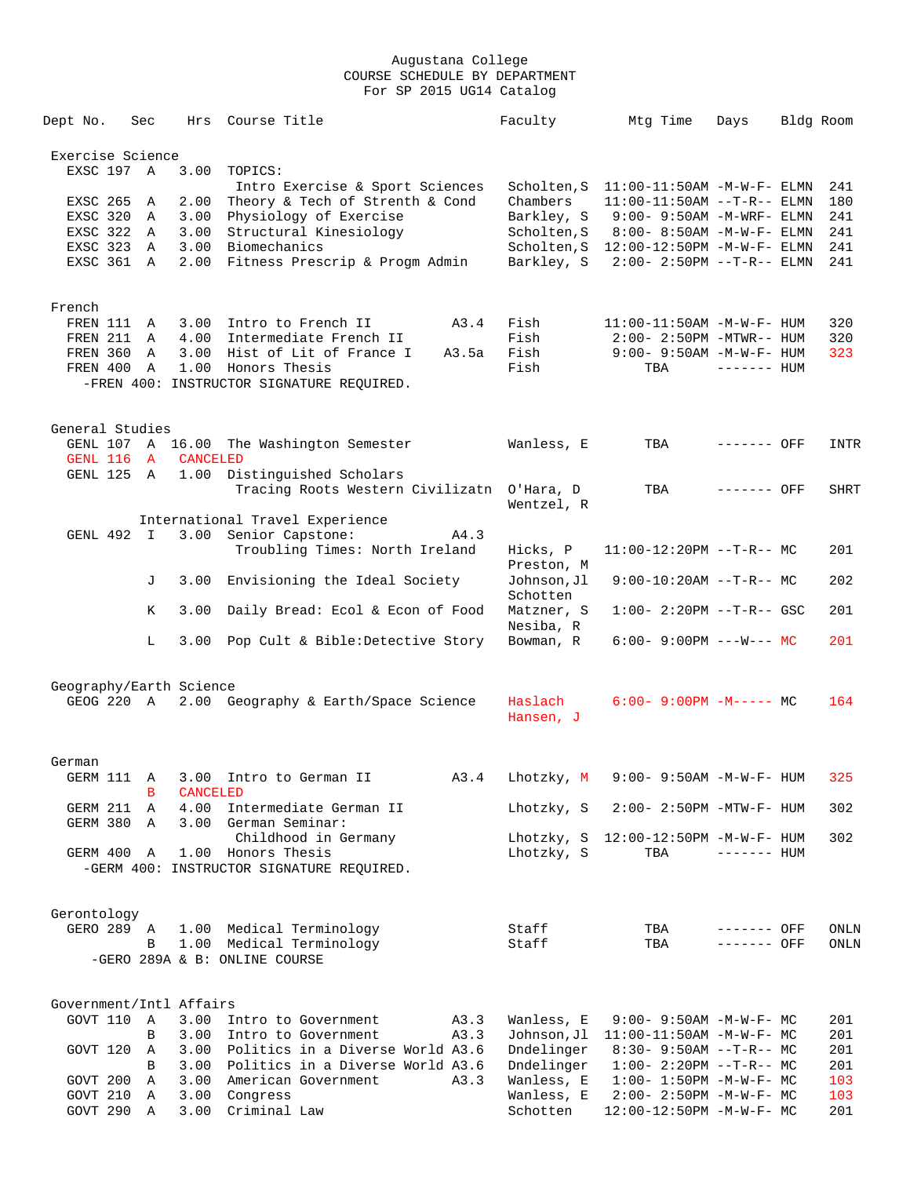Augustana College
COURSE SCHEDULE BY DEPARTMENT
For SP 2015 UG14 Catalog

| Dept No. | Sec | Hrs | Course Title | | Faculty | Mtg Time | Days | Bldg | Room |
|---|---|---|---|---|---|---|---|---|---|
| **Exercise Science** | | | | | | | | | |
| EXSC 197 | A | 3.00 | TOPICS: | | | | | | |
| | | | Intro Exercise & Sport Sciences | | Scholten,S | 11:00-11:50AM | -M-W-F- | ELMN | 241 |
| EXSC 265 | A | 2.00 | Theory & Tech of Strenth & Cond | | Chambers | 11:00-11:50AM | --T-R-- | ELMN | 180 |
| EXSC 320 | A | 3.00 | Physiology of Exercise | | Barkley, S | 9:00- 9:50AM | -M-WRF- | ELMN | 241 |
| EXSC 322 | A | 3.00 | Structural Kinesiology | | Scholten,S | 8:00- 8:50AM | -M-W-F- | ELMN | 241 |
| EXSC 323 | A | 3.00 | Biomechanics | | Scholten,S | 12:00-12:50PM | -M-W-F- | ELMN | 241 |
| EXSC 361 | A | 2.00 | Fitness Prescrip & Progm Admin | | Barkley, S | 2:00- 2:50PM | --T-R-- | ELMN | 241 |
| **French** | | | | | | | | | |
| FREN 111 | A | 3.00 | Intro to French II | A3.4 | Fish | 11:00-11:50AM | -M-W-F- | HUM | 320 |
| FREN 211 | A | 4.00 | Intermediate French II | | Fish | 2:00- 2:50PM | -MTWR-- | HUM | 320 |
| FREN 360 | A | 3.00 | Hist of Lit of France I | A3.5a | Fish | 9:00- 9:50AM | -M-W-F- | HUM | 323 |
| FREN 400 | A | 1.00 | Honors Thesis | | Fish | TBA | ------- | HUM | |
| -FREN 400: INSTRUCTOR SIGNATURE REQUIRED. | | | | | | | | | |
| **General Studies** | | | | | | | | | |
| GENL 107 | A | 16.00 | The Washington Semester | | Wanless, E | TBA | ------- | OFF | INTR |
| GENL 116 | A | CANCELED | | | | | | | |
| GENL 125 | A | 1.00 | Distinguished Scholars | | | | | | |
| | | | Tracing Roots Western Civilizatn | | O'Hara, D / Wentzel, R | TBA | ------- | OFF | SHRT |
| | | | International Travel Experience | | | | | | |
| GENL 492 | I | 3.00 | Senior Capstone: | A4.3 | | | | | |
| | | | Troubling Times: North Ireland | | Hicks, P / Preston, M | 11:00-12:20PM | --T-R-- | MC | 201 |
| | J | 3.00 | Envisioning the Ideal Society | | Johnson,Jl / Schotten | 9:00-10:20AM | --T-R-- | MC | 202 |
| | K | 3.00 | Daily Bread: Ecol & Econ of Food | | Matzner, S / Nesiba, R | 1:00- 2:20PM | --T-R-- | GSC | 201 |
| | L | 3.00 | Pop Cult & Bible:Detective Story | | Bowman, R | 6:00- 9:00PM | ---W--- | MC | 201 |
| **Geography/Earth Science** | | | | | | | | | |
| GEOG 220 | A | 2.00 | Geography & Earth/Space Science | | Haslach / Hansen, J | 6:00- 9:00PM | -M----- | MC | 164 |
| **German** | | | | | | | | | |
| GERM 111 | A | 3.00 | Intro to German II | A3.4 | Lhotzky, M | 9:00- 9:50AM | -M-W-F- | HUM | 325 |
| | B | CANCELED | | | | | | | |
| GERM 211 | A | 4.00 | Intermediate German II | | Lhotzky, S | 2:00- 2:50PM | -MTW-F- | HUM | 302 |
| GERM 380 | A | 3.00 | German Seminar: | | | | | | |
| | | | Childhood in Germany | | Lhotzky, S | 12:00-12:50PM | -M-W-F- | HUM | 302 |
| GERM 400 | A | 1.00 | Honors Thesis | | Lhotzky, S | TBA | ------- | HUM | |
| -GERM 400: INSTRUCTOR SIGNATURE REQUIRED. | | | | | | | | | |
| **Gerontology** | | | | | | | | | |
| GERO 289 | A | 1.00 | Medical Terminology | | Staff | TBA | ------- | OFF | ONLN |
| | B | 1.00 | Medical Terminology | | Staff | TBA | ------- | OFF | ONLN |
| -GERO 289A & B: ONLINE COURSE | | | | | | | | | |
| **Government/Intl Affairs** | | | | | | | | | |
| GOVT 110 | A | 3.00 | Intro to Government | A3.3 | Wanless, E | 9:00- 9:50AM | -M-W-F- | MC | 201 |
| | B | 3.00 | Intro to Government | A3.3 | Johnson,Jl | 11:00-11:50AM | -M-W-F- | MC | 201 |
| GOVT 120 | A | 3.00 | Politics in a Diverse World | A3.6 | Dndelinger | 8:30- 9:50AM | --T-R-- | MC | 201 |
| | B | 3.00 | Politics in a Diverse World | A3.6 | Dndelinger | 1:00- 2:20PM | --T-R-- | MC | 201 |
| GOVT 200 | A | 3.00 | American Government | A3.3 | Wanless, E | 1:00- 1:50PM | -M-W-F- | MC | 103 |
| GOVT 210 | A | 3.00 | Congress | | Wanless, E | 2:00- 2:50PM | -M-W-F- | MC | 103 |
| GOVT 290 | A | 3.00 | Criminal Law | | Schotten | 12:00-12:50PM | -M-W-F- | MC | 201 |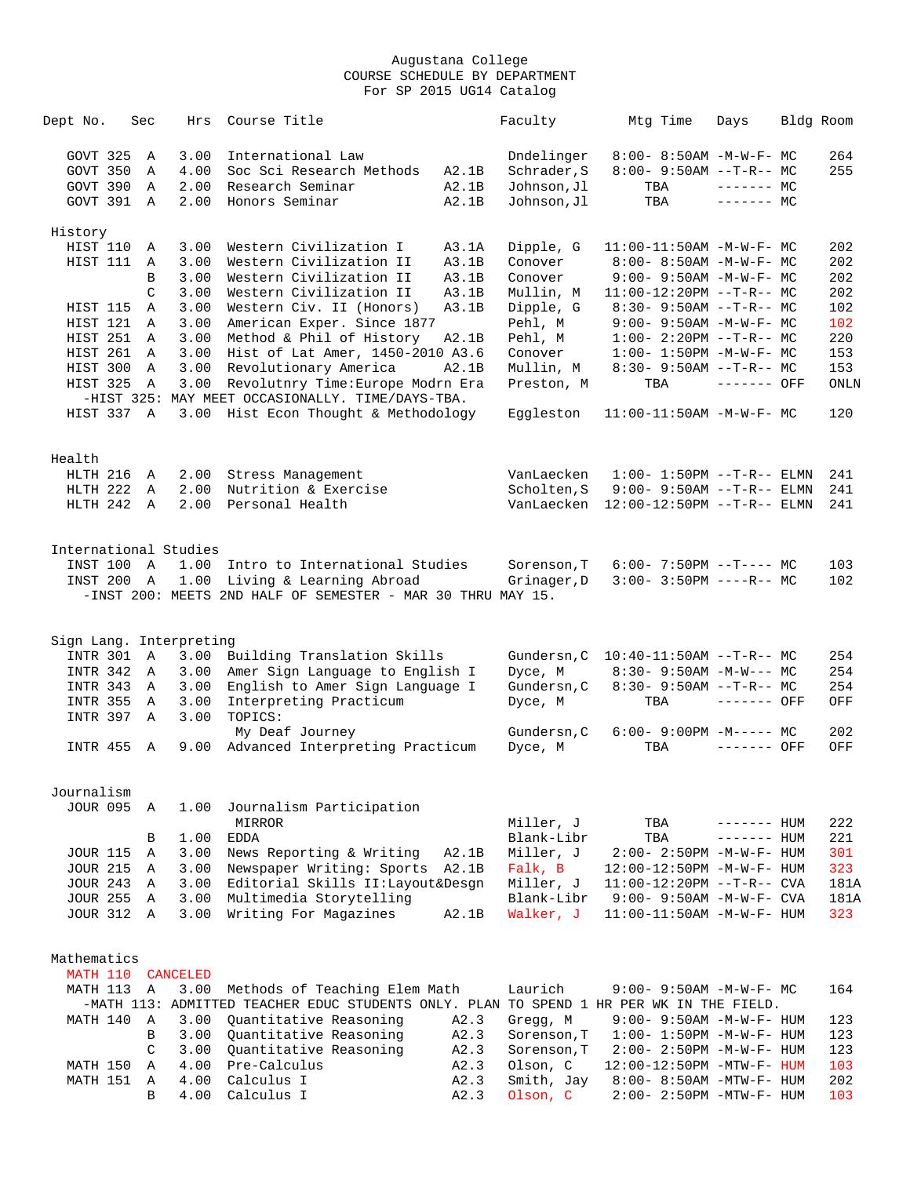Augustana College
COURSE SCHEDULE BY DEPARTMENT
For SP 2015 UG14 Catalog

| Dept No. | Sec | Hrs | Course Title | | Faculty | Mtg Time | Days | Bldg | Room |
|---|---|---|---|---|---|---|---|---|---|
| GOVT 325 | A | 3.00 | International Law | | Dndelinger | 8:00- 8:50AM | -M-W-F- | MC | 264 |
| GOVT 350 | A | 4.00 | Soc Sci Research Methods | A2.1B | Schrader,S | 8:00- 9:50AM | --T-R-- | MC | 255 |
| GOVT 390 | A | 2.00 | Research Seminar | A2.1B | Johnson,Jl | TBA | ------- | MC | |
| GOVT 391 | A | 2.00 | Honors Seminar | A2.1B | Johnson,Jl | TBA | ------- | MC | |

**History**

| Dept No. | Sec | Hrs | Course Title | | Faculty | Mtg Time | Days | Bldg | Room |
|---|---|---|---|---|---|---|---|---|---|
| HIST 110 | A | 3.00 | Western Civilization I | A3.1A | Dipple, G | 11:00-11:50AM | -M-W-F- | MC | 202 |
| HIST 111 | A | 3.00 | Western Civilization II | A3.1B | Conover | 8:00- 8:50AM | -M-W-F- | MC | 202 |
| | B | 3.00 | Western Civilization II | A3.1B | Conover | 9:00- 9:50AM | -M-W-F- | MC | 202 |
| | C | 3.00 | Western Civilization II | A3.1B | Mullin, M | 11:00-12:20PM | --T-R-- | MC | 202 |
| HIST 115 | A | 3.00 | Western Civ. II (Honors) | A3.1B | Dipple, G | 8:30- 9:50AM | --T-R-- | MC | 102 |
| HIST 121 | A | 3.00 | American Exper. Since 1877 | | Pehl, M | 9:00- 9:50AM | -M-W-F- | MC | 102 |
| HIST 251 | A | 3.00 | Method & Phil of History | A2.1B | Pehl, M | 1:00- 2:20PM | --T-R-- | MC | 220 |
| HIST 261 | A | 3.00 | Hist of Lat Amer, 1450-2010 | A3.6 | Conover | 1:00- 1:50PM | -M-W-F- | MC | 153 |
| HIST 300 | A | 3.00 | Revolutionary America | A2.1B | Mullin, M | 8:30- 9:50AM | --T-R-- | MC | 153 |
| HIST 325 | A | 3.00 | Revolutnry Time:Europe Modrn Era | | Preston, M | TBA | ------- | OFF | ONLN |
| -HIST 325: MAY MEET OCCASIONALLY. TIME/DAYS-TBA. | | | | | | | | | |
| HIST 337 | A | 3.00 | Hist Econ Thought & Methodology | | Eggleston | 11:00-11:50AM | -M-W-F- | MC | 120 |

**Health**

| Dept No. | Sec | Hrs | Course Title | | Faculty | Mtg Time | Days | Bldg | Room |
|---|---|---|---|---|---|---|---|---|---|
| HLTH 216 | A | 2.00 | Stress Management | | VanLaecken | 1:00- 1:50PM | --T-R-- | ELMN | 241 |
| HLTH 222 | A | 2.00 | Nutrition & Exercise | | Scholten,S | 9:00- 9:50AM | --T-R-- | ELMN | 241 |
| HLTH 242 | A | 2.00 | Personal Health | | VanLaecken | 12:00-12:50PM | --T-R-- | ELMN | 241 |

**International Studies**

| Dept No. | Sec | Hrs | Course Title | | Faculty | Mtg Time | Days | Bldg | Room |
|---|---|---|---|---|---|---|---|---|---|
| INST 100 | A | 1.00 | Intro to International Studies | | Sorenson,T | 6:00- 7:50PM | --T---- | MC | 103 |
| INST 200 | A | 1.00 | Living & Learning Abroad | | Grinager,D | 3:00- 3:50PM | ----R-- | MC | 102 |
| -INST 200: MEETS 2ND HALF OF SEMESTER - MAR 30 THRU MAY 15. | | | | | | | | | |

**Sign Lang. Interpreting**

| Dept No. | Sec | Hrs | Course Title | | Faculty | Mtg Time | Days | Bldg | Room |
|---|---|---|---|---|---|---|---|---|---|
| INTR 301 | A | 3.00 | Building Translation Skills | | Gundersn,C | 10:40-11:50AM | --T-R-- | MC | 254 |
| INTR 342 | A | 3.00 | Amer Sign Language to English I | | Dyce, M | 8:30- 9:50AM | -M-W--- | MC | 254 |
| INTR 343 | A | 3.00 | English to Amer Sign Language I | | Gundersn,C | 8:30- 9:50AM | --T-R-- | MC | 254 |
| INTR 355 | A | 3.00 | Interpreting Practicum | | Dyce, M | TBA | ------- | OFF | OFF |
| INTR 397 | A | 3.00 | TOPICS: | | | | | | |
| | | | My Deaf Journey | | Gundersn,C | 6:00- 9:00PM | -M----- | MC | 202 |
| INTR 455 | A | 9.00 | Advanced Interpreting Practicum | | Dyce, M | TBA | ------- | OFF | OFF |

**Journalism**

| Dept No. | Sec | Hrs | Course Title | | Faculty | Mtg Time | Days | Bldg | Room |
|---|---|---|---|---|---|---|---|---|---|
| JOUR 095 | A | 1.00 | Journalism Participation | | | | | | |
| | | | MIRROR | | Miller, J | TBA | ------- | HUM | 222 |
| | B | 1.00 | EDDA | | Blank-Libr | TBA | ------- | HUM | 221 |
| JOUR 115 | A | 3.00 | News Reporting & Writing | A2.1B | Miller, J | 2:00- 2:50PM | -M-W-F- | HUM | 301 |
| JOUR 215 | A | 3.00 | Newspaper Writing: Sports | A2.1B | Falk, B | 12:00-12:50PM | -M-W-F- | HUM | 323 |
| JOUR 243 | A | 3.00 | Editorial Skills II:Layout&Desgn | | Miller, J | 11:00-12:20PM | --T-R-- | CVA | 181A |
| JOUR 255 | A | 3.00 | Multimedia Storytelling | | Blank-Libr | 9:00- 9:50AM | -M-W-F- | CVA | 181A |
| JOUR 312 | A | 3.00 | Writing For Magazines | A2.1B | Walker, J | 11:00-11:50AM | -M-W-F- | HUM | 323 |

**Mathematics**

| Dept No. | Sec | Hrs | Course Title | | Faculty | Mtg Time | Days | Bldg | Room |
|---|---|---|---|---|---|---|---|---|---|
| MATH 110 | CANCELED | | | | | | | | |
| MATH 113 | A | 3.00 | Methods of Teaching Elem Math | | Laurich | 9:00- 9:50AM | -M-W-F- | MC | 164 |
| -MATH 113: ADMITTED TEACHER EDUC STUDENTS ONLY. PLAN TO SPEND 1 HR PER WK IN THE FIELD. | | | | | | | | | |
| MATH 140 | A | 3.00 | Quantitative Reasoning | A2.3 | Gregg, M | 9:00- 9:50AM | -M-W-F- | HUM | 123 |
| | B | 3.00 | Quantitative Reasoning | A2.3 | Sorenson,T | 1:00- 1:50PM | -M-W-F- | HUM | 123 |
| | C | 3.00 | Quantitative Reasoning | A2.3 | Sorenson,T | 2:00- 2:50PM | -M-W-F- | HUM | 123 |
| MATH 150 | A | 4.00 | Pre-Calculus | A2.3 | Olson, C | 12:00-12:50PM | -MTW-F- | HUM | 103 |
| MATH 151 | A | 4.00 | Calculus I | A2.3 | Smith, Jay | 8:00- 8:50AM | -MTW-F- | HUM | 202 |
| | B | 4.00 | Calculus I | A2.3 | Olson, C | 2:00- 2:50PM | -MTW-F- | HUM | 103 |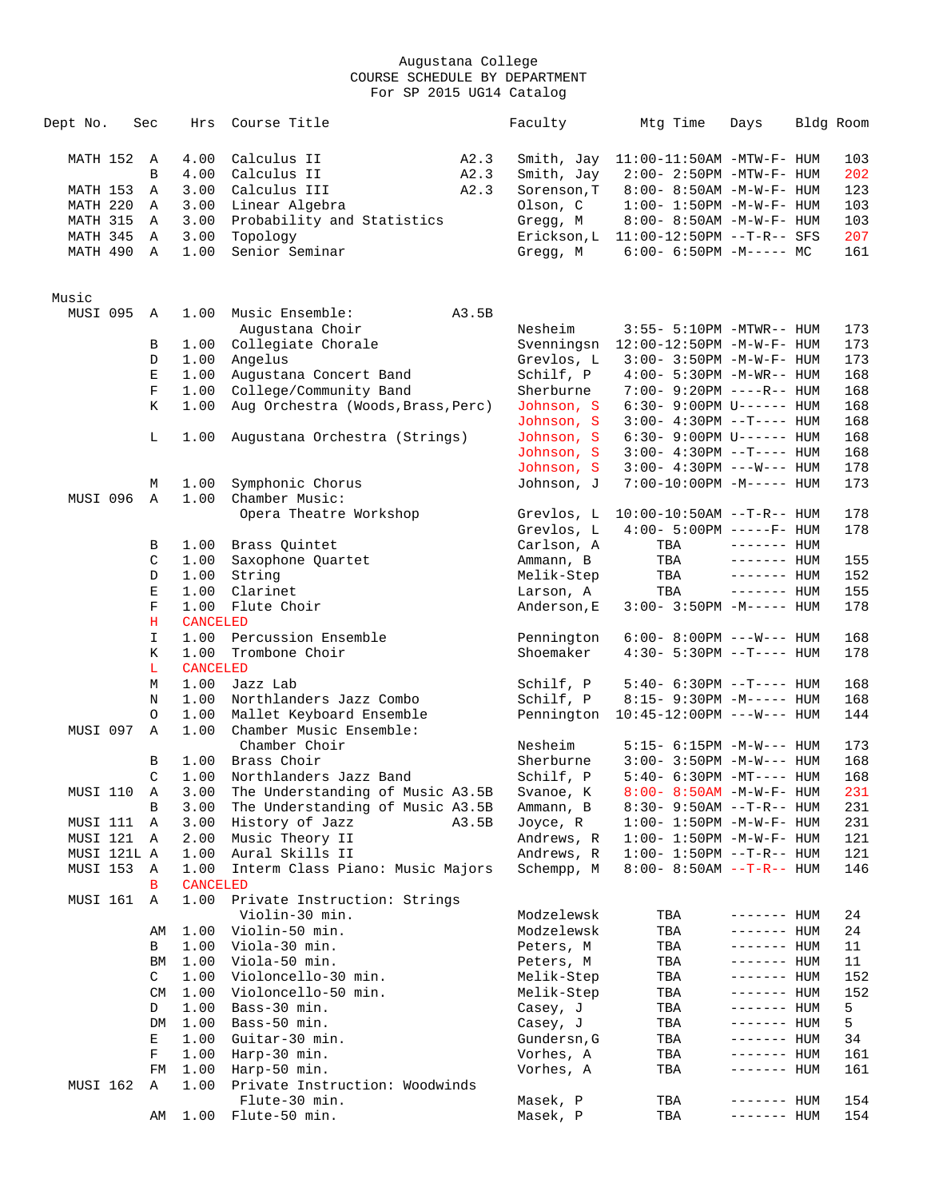Augustana College
COURSE SCHEDULE BY DEPARTMENT
For SP 2015 UG14 Catalog

| Dept No. | Sec | Hrs | Course Title | | Faculty | Mtg Time | Days | Bldg | Room |
|---|---|---|---|---|---|---|---|---|---|
| MATH 152 | A | 4.00 | Calculus II | A2.3 | Smith, Jay | 11:00-11:50AM | -MTW-F- | HUM | 103 |
| | B | 4.00 | Calculus II | A2.3 | Smith, Jay | 2:00- 2:50PM | -MTW-F- | HUM | 202 |
| MATH 153 | A | 3.00 | Calculus III | A2.3 | Sorenson,T | 8:00- 8:50AM | -M-W-F- | HUM | 123 |
| MATH 220 | A | 3.00 | Linear Algebra | | Olson, C | 1:00- 1:50PM | -M-W-F- | HUM | 103 |
| MATH 315 | A | 3.00 | Probability and Statistics | | Gregg, M | 8:00- 8:50AM | -M-W-F- | HUM | 103 |
| MATH 345 | A | 3.00 | Topology | | Erickson,L | 11:00-12:50PM | --T-R-- | SFS | 207 |
| MATH 490 | A | 1.00 | Senior Seminar | | Gregg, M | 6:00- 6:50PM | -M----- | MC | 161 |

Music

| Dept No. | Sec | Hrs | Course Title | | Faculty | Mtg Time | Days | Bldg | Room |
|---|---|---|---|---|---|---|---|---|---|
| MUSI 095 | A | 1.00 | Music Ensemble: | A3.5B | | | | | |
| | | | Augustana Choir | | Nesheim | 3:55- 5:10PM | -MTWR-- | HUM | 173 |
| | B | 1.00 | Collegiate Chorale | | Svenningsn | 12:00-12:50PM | -M-W-F- | HUM | 173 |
| | D | 1.00 | Angelus | | Grevlos, L | 3:00- 3:50PM | -M-W-F- | HUM | 173 |
| | E | 1.00 | Augustana Concert Band | | Schilf, P | 4:00- 5:30PM | -M-WR-- | HUM | 168 |
| | F | 1.00 | College/Community Band | | Sherburne | 7:00- 9:20PM | ----R-- | HUM | 168 |
| | K | 1.00 | Aug Orchestra (Woods,Brass,Perc) | | Johnson, S | 6:30- 9:00PM | U------ | HUM | 168 |
| | | | | | Johnson, S | 3:00- 4:30PM | --T---- | HUM | 168 |
| | L | 1.00 | Augustana Orchestra (Strings) | | Johnson, S | 6:30- 9:00PM | U------ | HUM | 168 |
| | | | | | Johnson, S | 3:00- 4:30PM | --T---- | HUM | 168 |
| | | | | | Johnson, S | 3:00- 4:30PM | ---W--- | HUM | 178 |
| | M | 1.00 | Symphonic Chorus | | Johnson, J | 7:00-10:00PM | -M----- | HUM | 173 |
| MUSI 096 | A | 1.00 | Chamber Music: | | | | | | |
| | | | Opera Theatre Workshop | | Grevlos, L | 10:00-10:50AM | --T-R-- | HUM | 178 |
| | | | | | Grevlos, L | 4:00- 5:00PM | -----F- | HUM | 178 |
| | B | 1.00 | Brass Quintet | | Carlson, A | TBA | ------- | HUM | |
| | C | 1.00 | Saxophone Quartet | | Ammann, B | TBA | ------- | HUM | 155 |
| | D | 1.00 | String | | Melik-Step | TBA | ------- | HUM | 152 |
| | E | 1.00 | Clarinet | | Larson, A | TBA | ------- | HUM | 155 |
| | F | 1.00 | Flute Choir | | Anderson,E | 3:00- 3:50PM | -M----- | HUM | 178 |
| | H | CANCELED | | | | | | | |
| | I | 1.00 | Percussion Ensemble | | Pennington | 6:00- 8:00PM | ---W--- | HUM | 168 |
| | K | 1.00 | Trombone Choir | | Shoemaker | 4:30- 5:30PM | --T---- | HUM | 178 |
| | L | CANCELED | | | | | | | |
| | M | 1.00 | Jazz Lab | | Schilf, P | 5:40- 6:30PM | --T---- | HUM | 168 |
| | N | 1.00 | Northlanders Jazz Combo | | Schilf, P | 8:15- 9:30PM | -M----- | HUM | 168 |
| | O | 1.00 | Mallet Keyboard Ensemble | | Pennington | 10:45-12:00PM | ---W--- | HUM | 144 |
| MUSI 097 | A | 1.00 | Chamber Music Ensemble: | | | | | | |
| | | | Chamber Choir | | Nesheim | 5:15- 6:15PM | -M-W--- | HUM | 173 |
| | B | 1.00 | Brass Choir | | Sherburne | 3:00- 3:50PM | -M-W--- | HUM | 168 |
| | C | 1.00 | Northlanders Jazz Band | | Schilf, P | 5:40- 6:30PM | -MT---- | HUM | 168 |
| MUSI 110 | A | 3.00 | The Understanding of Music | A3.5B | Svanoe, K | 8:00- 8:50AM | -M-W-F- | HUM | 231 |
| | B | 3.00 | The Understanding of Music | A3.5B | Ammann, B | 8:30- 9:50AM | --T-R-- | HUM | 231 |
| MUSI 111 | A | 3.00 | History of Jazz | A3.5B | Joyce, R | 1:00- 1:50PM | -M-W-F- | HUM | 231 |
| MUSI 121 | A | 2.00 | Music Theory II | | Andrews, R | 1:00- 1:50PM | -M-W-F- | HUM | 121 |
| MUSI 121L | A | 1.00 | Aural Skills II | | Andrews, R | 1:00- 1:50PM | --T-R-- | HUM | 121 |
| MUSI 153 | A | 1.00 | Interm Class Piano: Music Majors | | Schempp, M | 8:00- 8:50AM | --T-R-- | HUM | 146 |
| | B | CANCELED | | | | | | | |
| MUSI 161 | A | 1.00 | Private Instruction: Strings | | | | | | |
| | | | Violin-30 min. | | Modzelewsk | TBA | ------- | HUM | 24 |
| | AM | 1.00 | Violin-50 min. | | Modzelewsk | TBA | ------- | HUM | 24 |
| | B | 1.00 | Viola-30 min. | | Peters, M | TBA | ------- | HUM | 11 |
| | BM | 1.00 | Viola-50 min. | | Peters, M | TBA | ------- | HUM | 11 |
| | C | 1.00 | Violoncello-30 min. | | Melik-Step | TBA | ------- | HUM | 152 |
| | CM | 1.00 | Violoncello-50 min. | | Melik-Step | TBA | ------- | HUM | 152 |
| | D | 1.00 | Bass-30 min. | | Casey, J | TBA | ------- | HUM | 5 |
| | DM | 1.00 | Bass-50 min. | | Casey, J | TBA | ------- | HUM | 5 |
| | E | 1.00 | Guitar-30 min. | | Gundersn,G | TBA | ------- | HUM | 34 |
| | F | 1.00 | Harp-30 min. | | Vorhes, A | TBA | ------- | HUM | 161 |
| | FM | 1.00 | Harp-50 min. | | Vorhes, A | TBA | ------- | HUM | 161 |
| MUSI 162 | A | 1.00 | Private Instruction: Woodwinds | | | | | | |
| | | | Flute-30 min. | | Masek, P | TBA | ------- | HUM | 154 |
| | AM | 1.00 | Flute-50 min. | | Masek, P | TBA | ------- | HUM | 154 |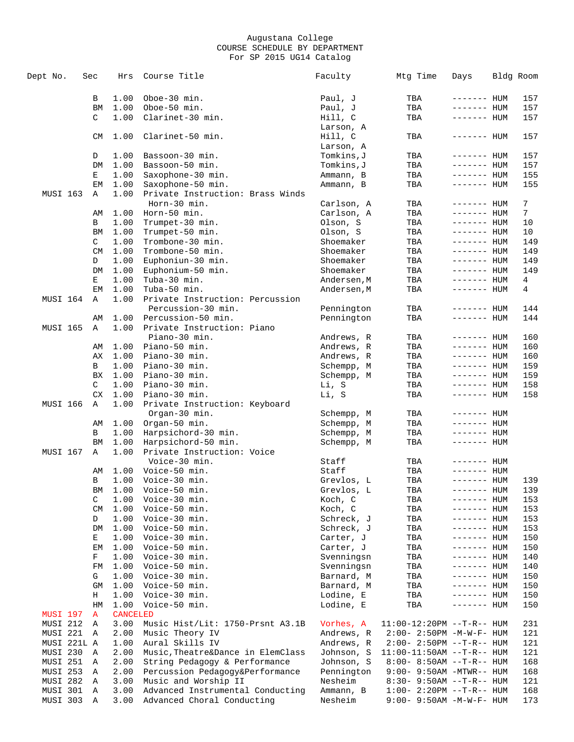Augustana College
COURSE SCHEDULE BY DEPARTMENT
For SP 2015 UG14 Catalog

| Dept No. | Sec | Hrs | Course Title | Faculty | Mtg Time | Days | Bldg | Room |
|---|---|---|---|---|---|---|---|---|
| | B | 1.00 | Oboe-30 min. | Paul, J | TBA | ------- | HUM | 157 |
| | BM | 1.00 | Oboe-50 min. | Paul, J | TBA | ------- | HUM | 157 |
| | C | 1.00 | Clarinet-30 min. | Hill, C<br>Larson, A | TBA | ------- | HUM | 157 |
| | CM | 1.00 | Clarinet-50 min. | Hill, C<br>Larson, A | TBA | ------- | HUM | 157 |
| | D | 1.00 | Bassoon-30 min. | Tomkins,J | TBA | ------- | HUM | 157 |
| | DM | 1.00 | Bassoon-50 min. | Tomkins,J | TBA | ------- | HUM | 157 |
| | E | 1.00 | Saxophone-30 min. | Ammann, B | TBA | ------- | HUM | 155 |
| | EM | 1.00 | Saxophone-50 min. | Ammann, B | TBA | ------- | HUM | 155 |
| MUSI 163 | A | 1.00 | Private Instruction: Brass Winds<br>Horn-30 min. | Carlson, A | TBA | ------- | HUM | 7 |
| | AM | 1.00 | Horn-50 min. | Carlson, A | TBA | ------- | HUM | 7 |
| | B | 1.00 | Trumpet-30 min. | Olson, S | TBA | ------- | HUM | 10 |
| | BM | 1.00 | Trumpet-50 min. | Olson, S | TBA | ------- | HUM | 10 |
| | C | 1.00 | Trombone-30 min. | Shoemaker | TBA | ------- | HUM | 149 |
| | CM | 1.00 | Trombone-50 min. | Shoemaker | TBA | ------- | HUM | 149 |
| | D | 1.00 | Euphoniun-30 min. | Shoemaker | TBA | ------- | HUM | 149 |
| | DM | 1.00 | Euphonium-50 min. | Shoemaker | TBA | ------- | HUM | 149 |
| | E | 1.00 | Tuba-30 min. | Andersen,M | TBA | ------- | HUM | 4 |
| | EM | 1.00 | Tuba-50 min. | Andersen,M | TBA | ------- | HUM | 4 |
| MUSI 164 | A | 1.00 | Private Instruction: Percussion<br>Percussion-30 min. | Pennington | TBA | ------- | HUM | 144 |
| | AM | 1.00 | Percussion-50 min. | Pennington | TBA | ------- | HUM | 144 |
| MUSI 165 | A | 1.00 | Private Instruction: Piano<br>Piano-30 min. | Andrews, R | TBA | ------- | HUM | 160 |
| | AM | 1.00 | Piano-50 min. | Andrews, R | TBA | ------- | HUM | 160 |
| | AX | 1.00 | Piano-30 min. | Andrews, R | TBA | ------- | HUM | 160 |
| | B | 1.00 | Piano-30 min. | Schempp, M | TBA | ------- | HUM | 159 |
| | BX | 1.00 | Piano-30 min. | Schempp, M | TBA | ------- | HUM | 159 |
| | C | 1.00 | Piano-30 min. | Li, S | TBA | ------- | HUM | 158 |
| | CX | 1.00 | Piano-30 min. | Li, S | TBA | ------- | HUM | 158 |
| MUSI 166 | A | 1.00 | Private Instruction: Keyboard<br>Organ-30 min. | Schempp, M | TBA | ------- | HUM | |
| | AM | 1.00 | Organ-50 min. | Schempp, M | TBA | ------- | HUM | |
| | B | 1.00 | Harpsichord-30 min. | Schempp, M | TBA | ------- | HUM | |
| | BM | 1.00 | Harpsichord-50 min. | Schempp, M | TBA | ------- | HUM | |
| MUSI 167 | A | 1.00 | Private Instruction: Voice<br>Voice-30 min. | Staff | TBA | ------- | HUM | |
| | AM | 1.00 | Voice-50 min. | Staff | TBA | ------- | HUM | |
| | B | 1.00 | Voice-30 min. | Grevlos, L | TBA | ------- | HUM | 139 |
| | BM | 1.00 | Voice-50 min. | Grevlos, L | TBA | ------- | HUM | 139 |
| | C | 1.00 | Voice-30 min. | Koch, C | TBA | ------- | HUM | 153 |
| | CM | 1.00 | Voice-50 min. | Koch, C | TBA | ------- | HUM | 153 |
| | D | 1.00 | Voice-30 min. | Schreck, J | TBA | ------- | HUM | 153 |
| | DM | 1.00 | Voice-50 min. | Schreck, J | TBA | ------- | HUM | 153 |
| | E | 1.00 | Voice-30 min. | Carter, J | TBA | ------- | HUM | 150 |
| | EM | 1.00 | Voice-50 min. | Carter, J | TBA | ------- | HUM | 150 |
| | F | 1.00 | Voice-30 min. | Svenningsn | TBA | ------- | HUM | 140 |
| | FM | 1.00 | Voice-50 min. | Svenningsn | TBA | ------- | HUM | 140 |
| | G | 1.00 | Voice-30 min. | Barnard, M | TBA | ------- | HUM | 150 |
| | GM | 1.00 | Voice-50 min. | Barnard, M | TBA | ------- | HUM | 150 |
| | H | 1.00 | Voice-30 min. | Lodine, E | TBA | ------- | HUM | 150 |
| | HM | 1.00 | Voice-50 min. | Lodine, E | TBA | ------- | HUM | 150 |
| MUSI 197 | A | CANCELED | | | | | | |
| MUSI 212 | A | 3.00 | Music Hist/Lit: 1750-Prsnt A3.1B | Vorhes, A | 11:00-12:20PM | --T-R-- | HUM | 231 |
| MUSI 221 | A | 2.00 | Music Theory IV | Andrews, R | 2:00- 2:50PM | -M-W-F- | HUM | 121 |
| MUSI 221L | A | 1.00 | Aural Skills IV | Andrews, R | 2:00- 2:50PM | --T-R-- | HUM | 121 |
| MUSI 230 | A | 2.00 | Music,Theatre&Dance in ElemClass | Johnson, S | 11:00-11:50AM | --T-R-- | HUM | 121 |
| MUSI 251 | A | 2.00 | String Pedagogy & Performance | Johnson, S | 8:00- 8:50AM | --T-R-- | HUM | 168 |
| MUSI 253 | A | 2.00 | Percussion Pedagogy&Performance | Pennington | 9:00- 9:50AM | -MTWR-- | HUM | 168 |
| MUSI 282 | A | 3.00 | Music and Worship II | Nesheim | 8:30- 9:50AM | --T-R-- | HUM | 121 |
| MUSI 301 | A | 3.00 | Advanced Instrumental Conducting | Ammann, B | 1:00- 2:20PM | --T-R-- | HUM | 168 |
| MUSI 303 | A | 3.00 | Advanced Choral Conducting | Nesheim | 9:00- 9:50AM | -M-W-F- | HUM | 173 |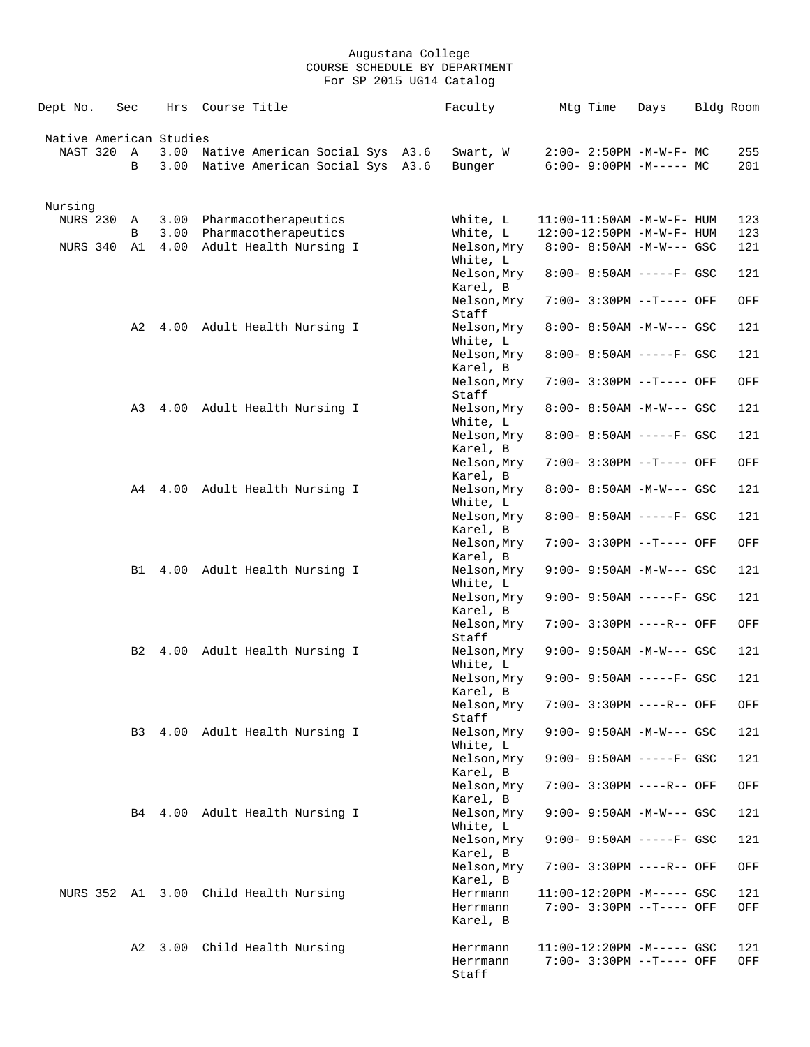Augustana College
COURSE SCHEDULE BY DEPARTMENT
For SP 2015 UG14 Catalog

| Dept No. | Sec | Hrs | Course Title | Faculty | Mtg Time | Days | Bldg | Room |
|---|---|---|---|---|---|---|---|---|
| **Native American Studies** | | | | | | | | |
| NAST 320 | A | 3.00 | Native American Social Sys A3.6 | Swart, W | 2:00- 2:50PM | -M-W-F- | MC | 255 |
| | B | 3.00 | Native American Social Sys A3.6 | Bunger | 6:00- 9:00PM | -M----- | MC | 201 |
| **Nursing** | | | | | | | | |
| NURS 230 | A | 3.00 | Pharmacotherapeutics | White, L | 11:00-11:50AM | -M-W-F- | HUM | 123 |
| | B | 3.00 | Pharmacotherapeutics | White, L | 12:00-12:50PM | -M-W-F- | HUM | 123 |
| NURS 340 | A1 | 4.00 | Adult Health Nursing I | Nelson,Mry White, L | 8:00- 8:50AM | -M-W--- | GSC | 121 |
| | | | | Nelson,Mry Karel, B | 8:00- 8:50AM | -----F- | GSC | 121 |
| | | | | Nelson,Mry Staff | 7:00- 3:30PM | --T---- | OFF | OFF |
| | A2 | 4.00 | Adult Health Nursing I | Nelson,Mry White, L | 8:00- 8:50AM | -M-W--- | GSC | 121 |
| | | | | Nelson,Mry Karel, B | 8:00- 8:50AM | -----F- | GSC | 121 |
| | | | | Nelson,Mry Staff | 7:00- 3:30PM | --T---- | OFF | OFF |
| | A3 | 4.00 | Adult Health Nursing I | Nelson,Mry White, L | 8:00- 8:50AM | -M-W--- | GSC | 121 |
| | | | | Nelson,Mry Karel, B | 8:00- 8:50AM | -----F- | GSC | 121 |
| | | | | Nelson,Mry Karel, B | 7:00- 3:30PM | --T---- | OFF | OFF |
| | A4 | 4.00 | Adult Health Nursing I | Nelson,Mry White, L | 8:00- 8:50AM | -M-W--- | GSC | 121 |
| | | | | Nelson,Mry Karel, B | 8:00- 8:50AM | -----F- | GSC | 121 |
| | | | | Nelson,Mry Karel, B | 7:00- 3:30PM | --T---- | OFF | OFF |
| | B1 | 4.00 | Adult Health Nursing I | Nelson,Mry White, L | 9:00- 9:50AM | -M-W--- | GSC | 121 |
| | | | | Nelson,Mry Karel, B | 9:00- 9:50AM | -----F- | GSC | 121 |
| | | | | Nelson,Mry Staff | 7:00- 3:30PM | ----R-- | OFF | OFF |
| | B2 | 4.00 | Adult Health Nursing I | Nelson,Mry White, L | 9:00- 9:50AM | -M-W--- | GSC | 121 |
| | | | | Nelson,Mry Karel, B | 9:00- 9:50AM | -----F- | GSC | 121 |
| | | | | Nelson,Mry Staff | 7:00- 3:30PM | ----R-- | OFF | OFF |
| | B3 | 4.00 | Adult Health Nursing I | Nelson,Mry White, L | 9:00- 9:50AM | -M-W--- | GSC | 121 |
| | | | | Nelson,Mry Karel, B | 9:00- 9:50AM | -----F- | GSC | 121 |
| | | | | Nelson,Mry Karel, B | 7:00- 3:30PM | ----R-- | OFF | OFF |
| | B4 | 4.00 | Adult Health Nursing I | Nelson,Mry White, L | 9:00- 9:50AM | -M-W--- | GSC | 121 |
| | | | | Nelson,Mry Karel, B | 9:00- 9:50AM | -----F- | GSC | 121 |
| | | | | Nelson,Mry Karel, B | 7:00- 3:30PM | ----R-- | OFF | OFF |
| NURS 352 | A1 | 3.00 | Child Health Nursing | Herrmann | 11:00-12:20PM | -M----- | GSC | 121 |
| | | | | Herrmann Karel, B | 7:00- 3:30PM | --T---- | OFF | OFF |
| | A2 | 3.00 | Child Health Nursing | Herrmann | 11:00-12:20PM | -M----- | GSC | 121 |
| | | | | Herrmann Staff | 7:00- 3:30PM | --T---- | OFF | OFF |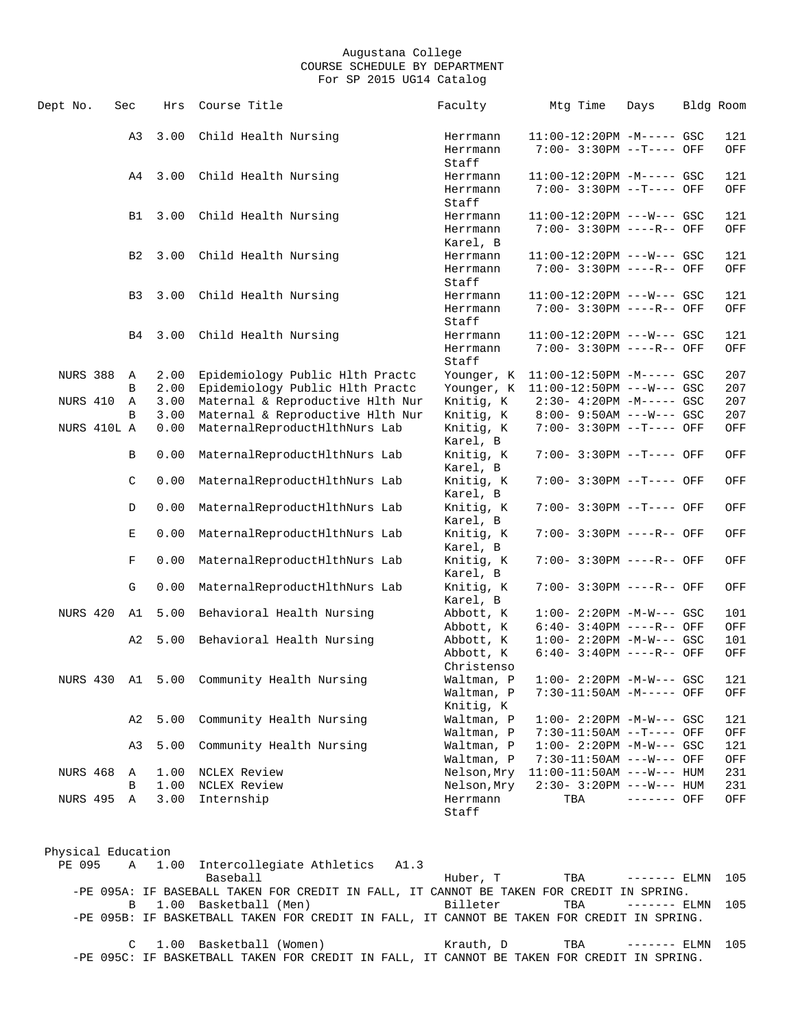Augustana College
COURSE SCHEDULE BY DEPARTMENT
For SP 2015 UG14 Catalog

| Dept No. | Sec | Hrs | Course Title | Faculty | Mtg Time | Days | Bldg | Room |
|---|---|---|---|---|---|---|---|---|
| | A3 | 3.00 | Child Health Nursing | Herrmann | 11:00-12:20PM | -M----- | GSC | 121 |
| | | | | Herrmann | 7:00- 3:30PM | --T---- | OFF | OFF |
| | | | | Staff | | | | |
| | A4 | 3.00 | Child Health Nursing | Herrmann | 11:00-12:20PM | -M----- | GSC | 121 |
| | | | | Herrmann | 7:00- 3:30PM | --T---- | OFF | OFF |
| | | | | Staff | | | | |
| | B1 | 3.00 | Child Health Nursing | Herrmann | 11:00-12:20PM | ---W--- | GSC | 121 |
| | | | | Herrmann | 7:00- 3:30PM | ----R-- | OFF | OFF |
| | | | | Karel, B | | | | |
| | B2 | 3.00 | Child Health Nursing | Herrmann | 11:00-12:20PM | ---W--- | GSC | 121 |
| | | | | Herrmann | 7:00- 3:30PM | ----R-- | OFF | OFF |
| | | | | Staff | | | | |
| | B3 | 3.00 | Child Health Nursing | Herrmann | 11:00-12:20PM | ---W--- | GSC | 121 |
| | | | | Herrmann | 7:00- 3:30PM | ----R-- | OFF | OFF |
| | | | | Staff | | | | |
| | B4 | 3.00 | Child Health Nursing | Herrmann | 11:00-12:20PM | ---W--- | GSC | 121 |
| | | | | Herrmann | 7:00- 3:30PM | ----R-- | OFF | OFF |
| | | | | Staff | | | | |
| NURS 388 | A | 2.00 | Epidemiology Public Hlth Practc | Younger, K | 11:00-12:50PM | -M----- | GSC | 207 |
| | B | 2.00 | Epidemiology Public Hlth Practc | Younger, K | 11:00-12:50PM | ---W--- | GSC | 207 |
| NURS 410 | A | 3.00 | Maternal & Reproductive Hlth Nur | Knitig, K | 2:30- 4:20PM | -M----- | GSC | 207 |
| | B | 3.00 | Maternal & Reproductive Hlth Nur | Knitig, K | 8:00- 9:50AM | ---W--- | GSC | 207 |
| NURS 410L | A | 0.00 | MaternalReproductHlthNurs Lab | Knitig, K | 7:00- 3:30PM | --T---- | OFF | OFF |
| | | | | Karel, B | | | | |
| | B | 0.00 | MaternalReproductHlthNurs Lab | Knitig, K | 7:00- 3:30PM | --T---- | OFF | OFF |
| | | | | Karel, B | | | | |
| | C | 0.00 | MaternalReproductHlthNurs Lab | Knitig, K | 7:00- 3:30PM | --T---- | OFF | OFF |
| | | | | Karel, B | | | | |
| | D | 0.00 | MaternalReproductHlthNurs Lab | Knitig, K | 7:00- 3:30PM | --T---- | OFF | OFF |
| | | | | Karel, B | | | | |
| | E | 0.00 | MaternalReproductHlthNurs Lab | Knitig, K | 7:00- 3:30PM | ----R-- | OFF | OFF |
| | | | | Karel, B | | | | |
| | F | 0.00 | MaternalReproductHlthNurs Lab | Knitig, K | 7:00- 3:30PM | ----R-- | OFF | OFF |
| | | | | Karel, B | | | | |
| | G | 0.00 | MaternalReproductHlthNurs Lab | Knitig, K | 7:00- 3:30PM | ----R-- | OFF | OFF |
| | | | | Karel, B | | | | |
| NURS 420 | A1 | 5.00 | Behavioral Health Nursing | Abbott, K | 1:00- 2:20PM | -M-W--- | GSC | 101 |
| | | | | Abbott, K | 6:40- 3:40PM | ----R-- | OFF | OFF |
| | A2 | 5.00 | Behavioral Health Nursing | Abbott, K | 1:00- 2:20PM | -M-W--- | GSC | 101 |
| | | | | Abbott, K | 6:40- 3:40PM | ----R-- | OFF | OFF |
| | | | | Christenso | | | | |
| NURS 430 | A1 | 5.00 | Community Health Nursing | Waltman, P | 1:00- 2:20PM | -M-W--- | GSC | 121 |
| | | | | Waltman, P | 7:30-11:50AM | -M----- | OFF | OFF |
| | | | | Knitig, K | | | | |
| | A2 | 5.00 | Community Health Nursing | Waltman, P | 1:00- 2:20PM | -M-W--- | GSC | 121 |
| | | | | Waltman, P | 7:30-11:50AM | --T---- | OFF | OFF |
| | A3 | 5.00 | Community Health Nursing | Waltman, P | 1:00- 2:20PM | -M-W--- | GSC | 121 |
| | | | | Waltman, P | 7:30-11:50AM | ---W--- | OFF | OFF |
| NURS 468 | A | 1.00 | NCLEX Review | Nelson,Mry | 11:00-11:50AM | ---W--- | HUM | 231 |
| | B | 1.00 | NCLEX Review | Nelson,Mry | 2:30- 3:20PM | ---W--- | HUM | 231 |
| NURS 495 | A | 3.00 | Internship | Herrmann | TBA | ------- | OFF | OFF |
| | | | | Staff | | | | |

Physical Education

| Dept No. | Sec | Hrs | Course Title | Faculty | Mtg Time | Days | Bldg | Room |
|---|---|---|---|---|---|---|---|---|
| PE 095 | A | 1.00 | Intercollegiate Athletics A1.3 | | | | | |
| | | | Baseball | Huber, T | TBA | ------- | ELMN | 105 |

-PE 095A: IF BASEBALL TAKEN FOR CREDIT IN FALL, IT CANNOT BE TAKEN FOR CREDIT IN SPRING.

| Dept No. | Sec | Hrs | Course Title | Faculty | Mtg Time | Days | Bldg | Room |
|---|---|---|---|---|---|---|---|---|
| | B | 1.00 | Basketball (Men) | Billeter | TBA | ------- | ELMN | 105 |

-PE 095B: IF BASKETBALL TAKEN FOR CREDIT IN FALL, IT CANNOT BE TAKEN FOR CREDIT IN SPRING.

| Dept No. | Sec | Hrs | Course Title | Faculty | Mtg Time | Days | Bldg | Room |
|---|---|---|---|---|---|---|---|---|
| | C | 1.00 | Basketball (Women) | Krauth, D | TBA | ------- | ELMN | 105 |

-PE 095C: IF BASKETBALL TAKEN FOR CREDIT IN FALL, IT CANNOT BE TAKEN FOR CREDIT IN SPRING.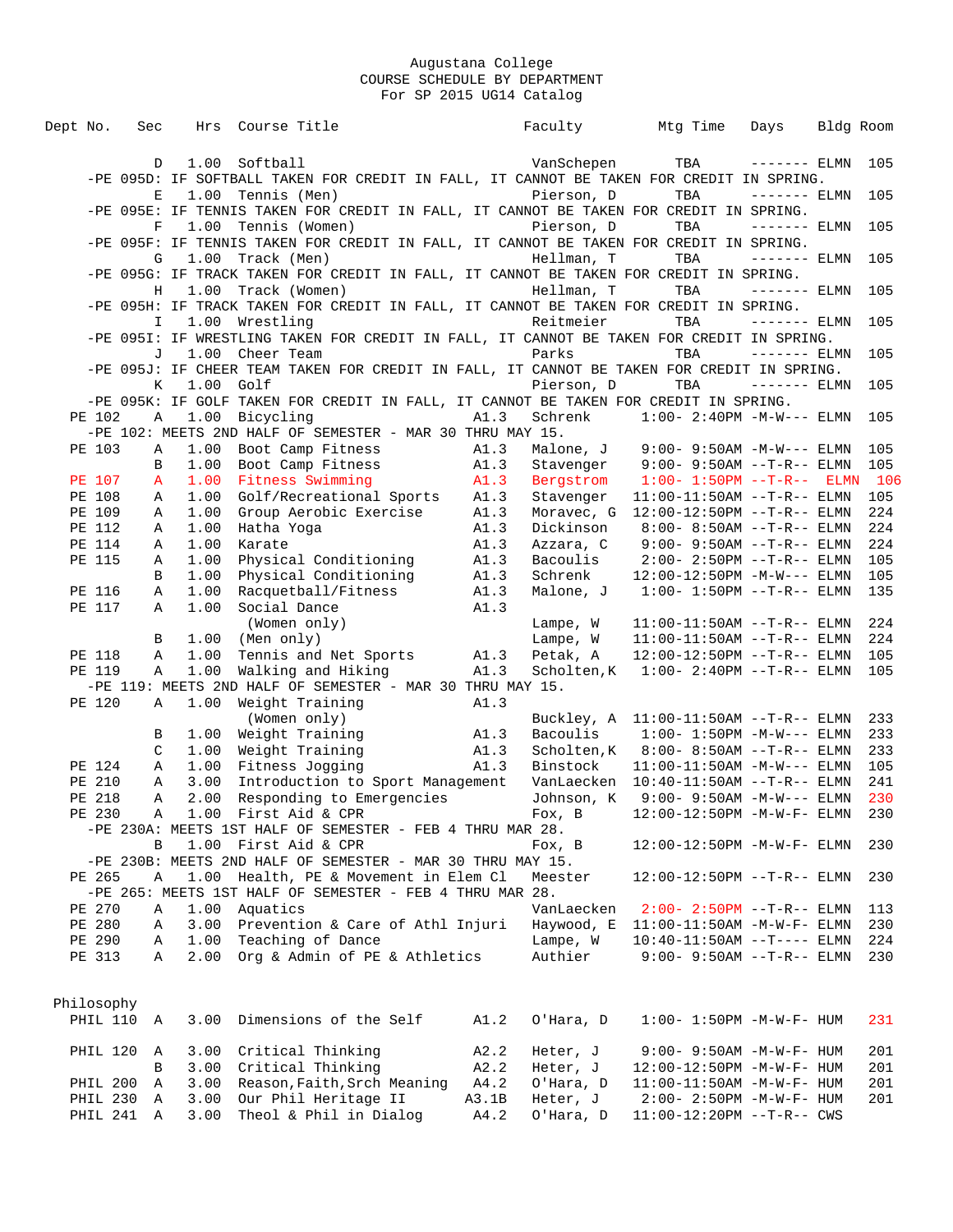Augustana College
COURSE SCHEDULE BY DEPARTMENT
For SP 2015 UG14 Catalog

| Dept No. | Sec | Hrs | Course Title | | Faculty | Mtg Time | Days | Bldg | Room |
|---|---|---|---|---|---|---|---|---|---|
| | D | 1.00 | Softball | | VanSchepen | TBA | ------- | ELMN | 105 |
| -PE 095D: IF SOFTBALL TAKEN FOR CREDIT IN FALL, IT CANNOT BE TAKEN FOR CREDIT IN SPRING. | | | | | | | | | |
| | E | 1.00 | Tennis (Men) | | Pierson, D | TBA | ------- | ELMN | 105 |
| -PE 095E: IF TENNIS TAKEN FOR CREDIT IN FALL, IT CANNOT BE TAKEN FOR CREDIT IN SPRING. | | | | | | | | | |
| | F | 1.00 | Tennis (Women) | | Pierson, D | TBA | ------- | ELMN | 105 |
| -PE 095F: IF TENNIS TAKEN FOR CREDIT IN FALL, IT CANNOT BE TAKEN FOR CREDIT IN SPRING. | | | | | | | | | |
| | G | 1.00 | Track (Men) | | Hellman, T | TBA | ------- | ELMN | 105 |
| -PE 095G: IF TRACK TAKEN FOR CREDIT IN FALL, IT CANNOT BE TAKEN FOR CREDIT IN SPRING. | | | | | | | | | |
| | H | 1.00 | Track (Women) | | Hellman, T | TBA | ------- | ELMN | 105 |
| -PE 095H: IF TRACK TAKEN FOR CREDIT IN FALL, IT CANNOT BE TAKEN FOR CREDIT IN SPRING. | | | | | | | | | |
| | I | 1.00 | Wrestling | | Reitmeier | TBA | ------- | ELMN | 105 |
| -PE 095I: IF WRESTLING TAKEN FOR CREDIT IN FALL, IT CANNOT BE TAKEN FOR CREDIT IN SPRING. | | | | | | | | | |
| | J | 1.00 | Cheer Team | | Parks | TBA | ------- | ELMN | 105 |
| -PE 095J: IF CHEER TEAM TAKEN FOR CREDIT IN FALL, IT CANNOT BE TAKEN FOR CREDIT IN SPRING. | | | | | | | | | |
| | K | 1.00 | Golf | | Pierson, D | TBA | ------- | ELMN | 105 |
| -PE 095K: IF GOLF TAKEN FOR CREDIT IN FALL, IT CANNOT BE TAKEN FOR CREDIT IN SPRING. | | | | | | | | | |
| PE 102 | A | 1.00 | Bicycling | A1.3 | Schrenk | 1:00- 2:40PM | -M-W--- | ELMN | 105 |
| -PE 102: MEETS 2ND HALF OF SEMESTER - MAR 30 THRU MAY 15. | | | | | | | | | |
| PE 103 | A | 1.00 | Boot Camp Fitness | A1.3 | Malone, J | 9:00- 9:50AM | -M-W--- | ELMN | 105 |
| | B | 1.00 | Boot Camp Fitness | A1.3 | Stavenger | 9:00- 9:50AM | --T-R-- | ELMN | 105 |
| PE 107 | A | 1.00 | Fitness Swimming | A1.3 | Bergstrom | 1:00- 1:50PM | --T-R-- | ELMN | 106 |
| PE 108 | A | 1.00 | Golf/Recreational Sports | A1.3 | Stavenger | 11:00-11:50AM | --T-R-- | ELMN | 105 |
| PE 109 | A | 1.00 | Group Aerobic Exercise | A1.3 | Moravec, G | 12:00-12:50PM | --T-R-- | ELMN | 224 |
| PE 112 | A | 1.00 | Hatha Yoga | A1.3 | Dickinson | 8:00- 8:50AM | --T-R-- | ELMN | 224 |
| PE 114 | A | 1.00 | Karate | A1.3 | Azzara, C | 9:00- 9:50AM | --T-R-- | ELMN | 224 |
| PE 115 | A | 1.00 | Physical Conditioning | A1.3 | Bacoulis | 2:00- 2:50PM | --T-R-- | ELMN | 105 |
| | B | 1.00 | Physical Conditioning | A1.3 | Schrenk | 12:00-12:50PM | -M-W--- | ELMN | 105 |
| PE 116 | A | 1.00 | Racquetball/Fitness | A1.3 | Malone, J | 1:00- 1:50PM | --T-R-- | ELMN | 135 |
| PE 117 | A | 1.00 | Social Dance | A1.3 | | | | | |
| | | | (Women only) | | Lampe, W | 11:00-11:50AM | --T-R-- | ELMN | 224 |
| | B | 1.00 | (Men only) | | Lampe, W | 11:00-11:50AM | --T-R-- | ELMN | 224 |
| PE 118 | A | 1.00 | Tennis and Net Sports | A1.3 | Petak, A | 12:00-12:50PM | --T-R-- | ELMN | 105 |
| PE 119 | A | 1.00 | Walking and Hiking | A1.3 | Scholten,K | 1:00- 2:40PM | --T-R-- | ELMN | 105 |
| -PE 119: MEETS 2ND HALF OF SEMESTER - MAR 30 THRU MAY 15. | | | | | | | | | |
| PE 120 | A | 1.00 | Weight Training | A1.3 | | | | | |
| | | | (Women only) | | Buckley, A | 11:00-11:50AM | --T-R-- | ELMN | 233 |
| | B | 1.00 | Weight Training | A1.3 | Bacoulis | 1:00- 1:50PM | -M-W--- | ELMN | 233 |
| | C | 1.00 | Weight Training | A1.3 | Scholten,K | 8:00- 8:50AM | --T-R-- | ELMN | 233 |
| PE 124 | A | 1.00 | Fitness Jogging | A1.3 | Binstock | 11:00-11:50AM | -M-W--- | ELMN | 105 |
| PE 210 | A | 3.00 | Introduction to Sport Management | | VanLaecken | 10:40-11:50AM | --T-R-- | ELMN | 241 |
| PE 218 | A | 2.00 | Responding to Emergencies | | Johnson, K | 9:00- 9:50AM | -M-W--- | ELMN | 230 |
| PE 230 | A | 1.00 | First Aid & CPR | | Fox, B | 12:00-12:50PM | -M-W-F- | ELMN | 230 |
| -PE 230A: MEETS 1ST HALF OF SEMESTER - FEB 4 THRU MAR 28. | | | | | | | | | |
| | B | 1.00 | First Aid & CPR | | Fox, B | 12:00-12:50PM | -M-W-F- | ELMN | 230 |
| -PE 230B: MEETS 2ND HALF OF SEMESTER - MAR 30 THRU MAY 15. | | | | | | | | | |
| PE 265 | A | 1.00 | Health, PE & Movement in Elem Cl | | Meester | 12:00-12:50PM | --T-R-- | ELMN | 230 |
| -PE 265: MEETS 1ST HALF OF SEMESTER - FEB 4 THRU MAR 28. | | | | | | | | | |
| PE 270 | A | 1.00 | Aquatics | | VanLaecken | 2:00- 2:50PM | --T-R-- | ELMN | 113 |
| PE 280 | A | 3.00 | Prevention & Care of Athl Injuri | | Haywood, E | 11:00-11:50AM | -M-W-F- | ELMN | 230 |
| PE 290 | A | 1.00 | Teaching of Dance | | Lampe, W | 10:40-11:50AM | --T---- | ELMN | 224 |
| PE 313 | A | 2.00 | Org & Admin of PE & Athletics | | Authier | 9:00- 9:50AM | --T-R-- | ELMN | 230 |

## Philosophy

| Dept No. | Sec | Hrs | Course Title | | Faculty | Mtg Time | Days | Bldg | Room |
|---|---|---|---|---|---|---|---|---|---|
| PHIL 110 | A | 3.00 | Dimensions of the Self | A1.2 | O'Hara, D | 1:00- 1:50PM | -M-W-F- | HUM | 231 |
| PHIL 120 | A | 3.00 | Critical Thinking | A2.2 | Heter, J | 9:00- 9:50AM | -M-W-F- | HUM | 201 |
| | B | 3.00 | Critical Thinking | A2.2 | Heter, J | 12:00-12:50PM | -M-W-F- | HUM | 201 |
| PHIL 200 | A | 3.00 | Reason,Faith,Srch Meaning | A4.2 | O'Hara, D | 11:00-11:50AM | -M-W-F- | HUM | 201 |
| PHIL 230 | A | 3.00 | Our Phil Heritage II | A3.1B | Heter, J | 2:00- 2:50PM | -M-W-F- | HUM | 201 |
| PHIL 241 | A | 3.00 | Theol & Phil in Dialog | A4.2 | O'Hara, D | 11:00-12:20PM | --T-R-- | CWS | |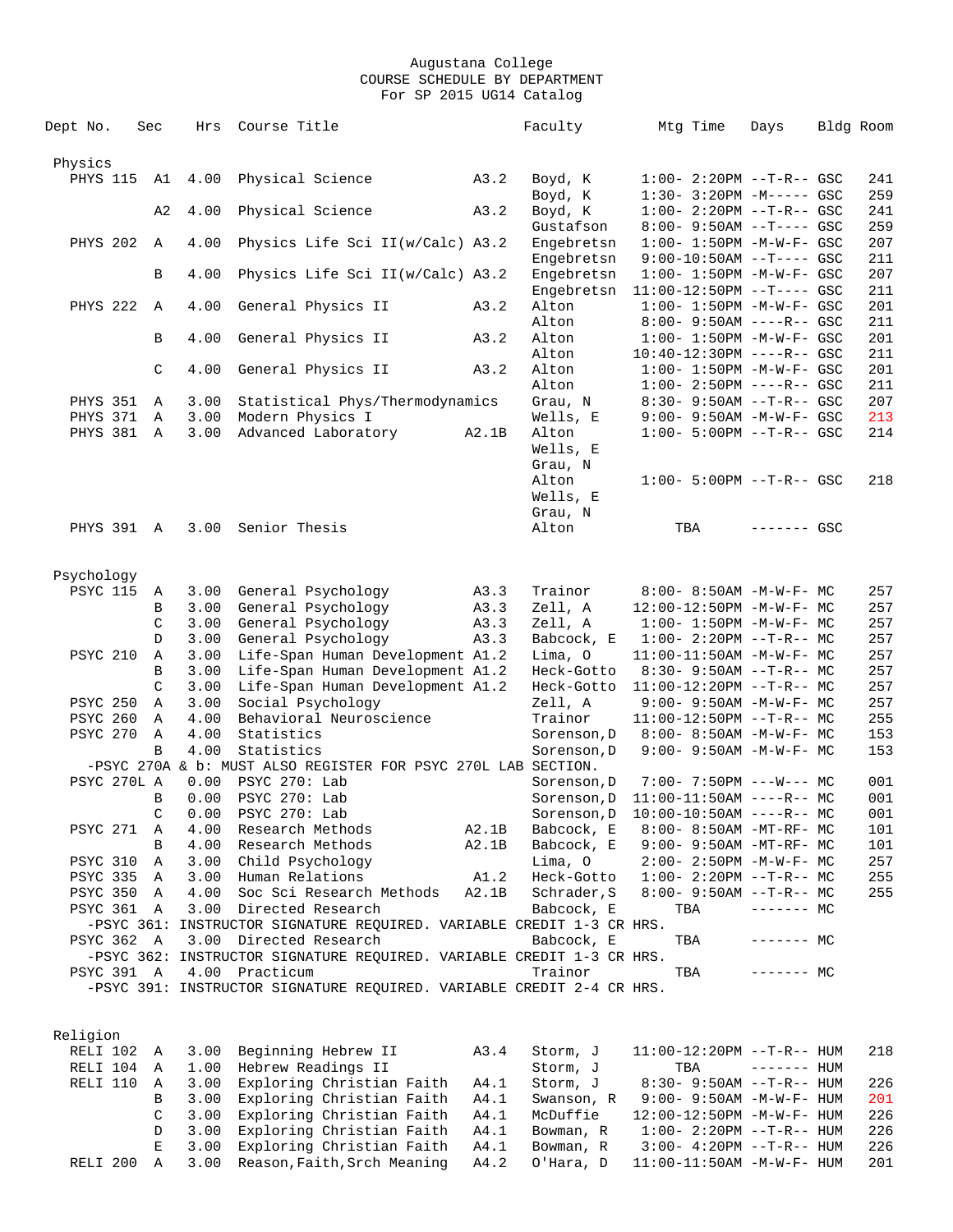# Augustana College
## COURSE SCHEDULE BY DEPARTMENT
### For SP 2015 UG14 Catalog

| Dept No. | Sec | Hrs | Course Title | | Faculty | Mtg Time | Days | Bldg | Room |
|---|---|---|---|---|---|---|---|---|---|
| **Physics** | | | | | | | | | |
| PHYS 115 | A1 | 4.00 | Physical Science | A3.2 | Boyd, K | 1:00- 2:20PM | --T-R-- | GSC | 241 |
| | | | | | Boyd, K | 1:30- 3:20PM | -M----- | GSC | 259 |
| | A2 | 4.00 | Physical Science | A3.2 | Boyd, K | 1:00- 2:20PM | --T-R-- | GSC | 241 |
| | | | | | Gustafson | 8:00- 9:50AM | --T---- | GSC | 259 |
| PHYS 202 | A | 4.00 | Physics Life Sci II(w/Calc) | A3.2 | Engebretsn | 1:00- 1:50PM | -M-W-F- | GSC | 207 |
| | | | | | Engebretsn | 9:00-10:50AM | --T---- | GSC | 211 |
| | B | 4.00 | Physics Life Sci II(w/Calc) | A3.2 | Engebretsn | 1:00- 1:50PM | -M-W-F- | GSC | 207 |
| | | | | | Engebretsn | 11:00-12:50PM | --T---- | GSC | 211 |
| PHYS 222 | A | 4.00 | General Physics II | A3.2 | Alton | 1:00- 1:50PM | -M-W-F- | GSC | 201 |
| | | | | | Alton | 8:00- 9:50AM | ----R-- | GSC | 211 |
| | B | 4.00 | General Physics II | A3.2 | Alton | 1:00- 1:50PM | -M-W-F- | GSC | 201 |
| | | | | | Alton | 10:40-12:30PM | ----R-- | GSC | 211 |
| | C | 4.00 | General Physics II | A3.2 | Alton | 1:00- 1:50PM | -M-W-F- | GSC | 201 |
| | | | | | Alton | 1:00- 2:50PM | ----R-- | GSC | 211 |
| PHYS 351 | A | 3.00 | Statistical Phys/Thermodynamics | | Grau, N | 8:30- 9:50AM | --T-R-- | GSC | 207 |
| PHYS 371 | A | 3.00 | Modern Physics I | | Wells, E | 9:00- 9:50AM | -M-W-F- | GSC | 213 |
| PHYS 381 | A | 3.00 | Advanced Laboratory | A2.1B | Alton | 1:00- 5:00PM | --T-R-- | GSC | 214 |
| | | | | | Wells, E | | | | |
| | | | | | Grau, N | | | | |
| | | | | | Alton | 1:00- 5:00PM | --T-R-- | GSC | 218 |
| | | | | | Wells, E | | | | |
| | | | | | Grau, N | | | | |
| PHYS 391 | A | 3.00 | Senior Thesis | | Alton | TBA | ------- | GSC | |
| **Psychology** | | | | | | | | | |
| PSYC 115 | A | 3.00 | General Psychology | A3.3 | Trainor | 8:00- 8:50AM | -M-W-F- | MC | 257 |
| | B | 3.00 | General Psychology | A3.3 | Zell, A | 12:00-12:50PM | -M-W-F- | MC | 257 |
| | C | 3.00 | General Psychology | A3.3 | Zell, A | 1:00- 1:50PM | -M-W-F- | MC | 257 |
| | D | 3.00 | General Psychology | A3.3 | Babcock, E | 1:00- 2:20PM | --T-R-- | MC | 257 |
| PSYC 210 | A | 3.00 | Life-Span Human Development | A1.2 | Lima, O | 11:00-11:50AM | -M-W-F- | MC | 257 |
| | B | 3.00 | Life-Span Human Development | A1.2 | Heck-Gotto | 8:30- 9:50AM | --T-R-- | MC | 257 |
| | C | 3.00 | Life-Span Human Development | A1.2 | Heck-Gotto | 11:00-12:20PM | --T-R-- | MC | 257 |
| PSYC 250 | A | 3.00 | Social Psychology | | Zell, A | 9:00- 9:50AM | -M-W-F- | MC | 257 |
| PSYC 260 | A | 4.00 | Behavioral Neuroscience | | Trainor | 11:00-12:50PM | --T-R-- | MC | 255 |
| PSYC 270 | A | 4.00 | Statistics | | Sorenson,D | 8:00- 8:50AM | -M-W-F- | MC | 153 |
| | B | 4.00 | Statistics | | Sorenson,D | 9:00- 9:50AM | -M-W-F- | MC | 153 |
| -PSYC 270A & b: MUST ALSO REGISTER FOR PSYC 270L LAB SECTION. | | | | | | | | | |
| PSYC 270L | A | 0.00 | PSYC 270: Lab | | Sorenson,D | 7:00- 7:50PM | ---W--- | MC | 001 |
| | B | 0.00 | PSYC 270: Lab | | Sorenson,D | 11:00-11:50AM | ----R-- | MC | 001 |
| | C | 0.00 | PSYC 270: Lab | | Sorenson,D | 10:00-10:50AM | ----R-- | MC | 001 |
| PSYC 271 | A | 4.00 | Research Methods | A2.1B | Babcock, E | 8:00- 8:50AM | -MT-RF- | MC | 101 |
| | B | 4.00 | Research Methods | A2.1B | Babcock, E | 9:00- 9:50AM | -MT-RF- | MC | 101 |
| PSYC 310 | A | 3.00 | Child Psychology | | Lima, O | 2:00- 2:50PM | -M-W-F- | MC | 257 |
| PSYC 335 | A | 3.00 | Human Relations | A1.2 | Heck-Gotto | 1:00- 2:20PM | --T-R-- | MC | 255 |
| PSYC 350 | A | 4.00 | Soc Sci Research Methods | A2.1B | Schrader,S | 8:00- 9:50AM | --T-R-- | MC | 255 |
| PSYC 361 | A | 3.00 | Directed Research | | Babcock, E | TBA | ------- | MC | |
| -PSYC 361: INSTRUCTOR SIGNATURE REQUIRED. VARIABLE CREDIT 1-3 CR HRS. | | | | | | | | | |
| PSYC 362 | A | 3.00 | Directed Research | | Babcock, E | TBA | ------- | MC | |
| -PSYC 362: INSTRUCTOR SIGNATURE REQUIRED. VARIABLE CREDIT 1-3 CR HRS. | | | | | | | | | |
| PSYC 391 | A | 4.00 | Practicum | | Trainor | TBA | ------- | MC | |
| -PSYC 391: INSTRUCTOR SIGNATURE REQUIRED. VARIABLE CREDIT 2-4 CR HRS. | | | | | | | | | |
| **Religion** | | | | | | | | | |
| RELI 102 | A | 3.00 | Beginning Hebrew II | A3.4 | Storm, J | 11:00-12:20PM | --T-R-- | HUM | 218 |
| RELI 104 | A | 1.00 | Hebrew Readings II | | Storm, J | TBA | ------- | HUM | |
| RELI 110 | A | 3.00 | Exploring Christian Faith | A4.1 | Storm, J | 8:30- 9:50AM | --T-R-- | HUM | 226 |
| | B | 3.00 | Exploring Christian Faith | A4.1 | Swanson, R | 9:00- 9:50AM | -M-W-F- | HUM | 201 |
| | C | 3.00 | Exploring Christian Faith | A4.1 | McDuffie | 12:00-12:50PM | -M-W-F- | HUM | 226 |
| | D | 3.00 | Exploring Christian Faith | A4.1 | Bowman, R | 1:00- 2:20PM | --T-R-- | HUM | 226 |
| | E | 3.00 | Exploring Christian Faith | A4.1 | Bowman, R | 3:00- 4:20PM | --T-R-- | HUM | 226 |
| RELI 200 | A | 3.00 | Reason,Faith,Srch Meaning | A4.2 | O'Hara, D | 11:00-11:50AM | -M-W-F- | HUM | 201 |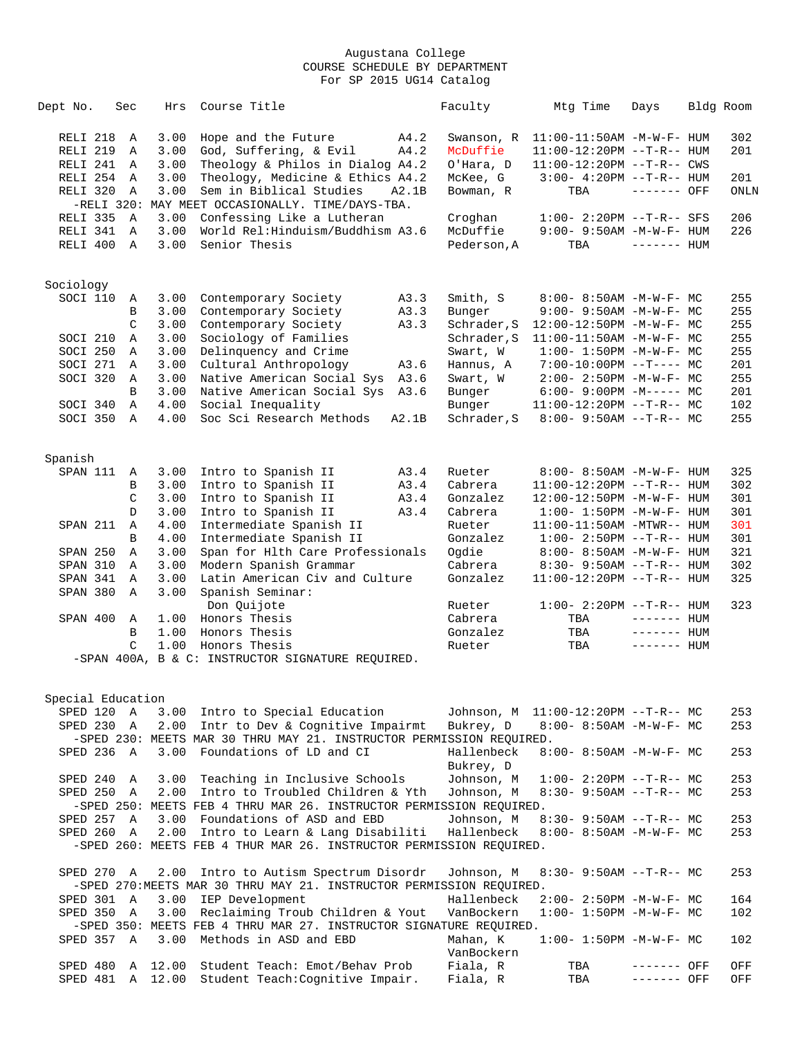Augustana College
COURSE SCHEDULE BY DEPARTMENT
For SP 2015 UG14 Catalog

| Dept | No. | Sec | Hrs | Course Title | | Faculty | Mtg Time | Days | Bldg | Room |
|---|---|---|---|---|---|---|---|---|---|---|
| RELI | 218 | A | 3.00 | Hope and the Future | A4.2 | Swanson, R | 11:00-11:50AM | -M-W-F- | HUM | 302 |
| RELI | 219 | A | 3.00 | God, Suffering, & Evil | A4.2 | McDuffie | 11:00-12:20PM | --T-R-- | HUM | 201 |
| RELI | 241 | A | 3.00 | Theology & Philos in Dialog | A4.2 | O'Hara, D | 11:00-12:20PM | --T-R-- | CWS | |
| RELI | 254 | A | 3.00 | Theology, Medicine & Ethics | A4.2 | McKee, G | 3:00- 4:20PM | --T-R-- | HUM | 201 |
| RELI | 320 | A | 3.00 | Sem in Biblical Studies | A2.1B | Bowman, R | TBA | ------- | OFF | ONLN |
| -RELI 320: MAY MEET OCCASIONALLY. TIME/DAYS-TBA. | | | | | | | | | | |
| RELI | 335 | A | 3.00 | Confessing Like a Lutheran | | Croghan | 1:00- 2:20PM | --T-R-- | SFS | 206 |
| RELI | 341 | A | 3.00 | World Rel:Hinduism/Buddhism | A3.6 | McDuffie | 9:00- 9:50AM | -M-W-F- | HUM | 226 |
| RELI | 400 | A | 3.00 | Senior Thesis | | Pederson,A | TBA | ------- | HUM | |

## Sociology

| Dept | No. | Sec | Hrs | Course Title | | Faculty | Mtg Time | Days | Bldg | Room |
|---|---|---|---|---|---|---|---|---|---|---|
| SOCI | 110 | A | 3.00 | Contemporary Society | A3.3 | Smith, S | 8:00- 8:50AM | -M-W-F- | MC | 255 |
| | | B | 3.00 | Contemporary Society | A3.3 | Bunger | 9:00- 9:50AM | -M-W-F- | MC | 255 |
| | | C | 3.00 | Contemporary Society | A3.3 | Schrader,S | 12:00-12:50PM | -M-W-F- | MC | 255 |
| SOCI | 210 | A | 3.00 | Sociology of Families | | Schrader,S | 11:00-11:50AM | -M-W-F- | MC | 255 |
| SOCI | 250 | A | 3.00 | Delinquency and Crime | | Swart, W | 1:00- 1:50PM | -M-W-F- | MC | 255 |
| SOCI | 271 | A | 3.00 | Cultural Anthropology | A3.6 | Hannus, A | 7:00-10:00PM | --T---- | MC | 201 |
| SOCI | 320 | A | 3.00 | Native American Social Sys | A3.6 | Swart, W | 2:00- 2:50PM | -M-W-F- | MC | 255 |
| | | B | 3.00 | Native American Social Sys | A3.6 | Bunger | 6:00- 9:00PM | -M----- | MC | 201 |
| SOCI | 340 | A | 4.00 | Social Inequality | | Bunger | 11:00-12:20PM | --T-R-- | MC | 102 |
| SOCI | 350 | A | 4.00 | Soc Sci Research Methods | A2.1B | Schrader,S | 8:00- 9:50AM | --T-R-- | MC | 255 |

## Spanish

| Dept | No. | Sec | Hrs | Course Title | | Faculty | Mtg Time | Days | Bldg | Room |
|---|---|---|---|---|---|---|---|---|---|---|
| SPAN | 111 | A | 3.00 | Intro to Spanish II | A3.4 | Rueter | 8:00- 8:50AM | -M-W-F- | HUM | 325 |
| | | B | 3.00 | Intro to Spanish II | A3.4 | Cabrera | 11:00-12:20PM | --T-R-- | HUM | 302 |
| | | C | 3.00 | Intro to Spanish II | A3.4 | Gonzalez | 12:00-12:50PM | -M-W-F- | HUM | 301 |
| | | D | 3.00 | Intro to Spanish II | A3.4 | Cabrera | 1:00- 1:50PM | -M-W-F- | HUM | 301 |
| SPAN | 211 | A | 4.00 | Intermediate Spanish II | | Rueter | 11:00-11:50AM | -MTWR-- | HUM | 301 |
| | | B | 4.00 | Intermediate Spanish II | | Gonzalez | 1:00- 2:50PM | --T-R-- | HUM | 301 |
| SPAN | 250 | A | 3.00 | Span for Hlth Care Professionals | | Ogdie | 8:00- 8:50AM | -M-W-F- | HUM | 321 |
| SPAN | 310 | A | 3.00 | Modern Spanish Grammar | | Cabrera | 8:30- 9:50AM | --T-R-- | HUM | 302 |
| SPAN | 341 | A | 3.00 | Latin American Civ and Culture | | Gonzalez | 11:00-12:20PM | --T-R-- | HUM | 325 |
| SPAN | 380 | A | 3.00 | Spanish Seminar: Don Quijote | | Rueter | 1:00- 2:20PM | --T-R-- | HUM | 323 |
| SPAN | 400 | A | 1.00 | Honors Thesis | | Cabrera | TBA | ------- | HUM | |
| | | B | 1.00 | Honors Thesis | | Gonzalez | TBA | ------- | HUM | |
| | | C | 1.00 | Honors Thesis | | Rueter | TBA | ------- | HUM | |
| -SPAN 400A, B & C: INSTRUCTOR SIGNATURE REQUIRED. | | | | | | | | | | |

## Special Education

| Dept | No. | Sec | Hrs | Course Title | | Faculty | Mtg Time | Days | Bldg | Room |
|---|---|---|---|---|---|---|---|---|---|---|
| SPED | 120 | A | 3.00 | Intro to Special Education | | Johnson, M | 11:00-12:20PM | --T-R-- | MC | 253 |
| SPED | 230 | A | 2.00 | Intr to Dev & Cognitive Impairmt | | Bukrey, D | 8:00- 8:50AM | -M-W-F- | MC | 253 |
| -SPED 230: MEETS MAR 30 THRU MAY 21. INSTRUCTOR PERMISSION REQUIRED. | | | | | | | | | | |
| SPED | 236 | A | 3.00 | Foundations of LD and CI | | Hallenbeck, Bukrey, D | 8:00- 8:50AM | -M-W-F- | MC | 253 |
| SPED | 240 | A | 3.00 | Teaching in Inclusive Schools | | Johnson, M | 1:00- 2:20PM | --T-R-- | MC | 253 |
| SPED | 250 | A | 2.00 | Intro to Troubled Children & Yth | | Johnson, M | 8:30- 9:50AM | --T-R-- | MC | 253 |
| -SPED 250: MEETS FEB 4 THRU MAR 26. INSTRUCTOR PERMISSION REQUIRED. | | | | | | | | | | |
| SPED | 257 | A | 3.00 | Foundations of ASD and EBD | | Johnson, M | 8:30- 9:50AM | --T-R-- | MC | 253 |
| SPED | 260 | A | 2.00 | Intro to Learn & Lang Disabiliti | | Hallenbeck | 8:00- 8:50AM | -M-W-F- | MC | 253 |
| -SPED 260: MEETS FEB 4 THUR MAR 26. INSTRUCTOR PERMISSION REQUIRED. | | | | | | | | | | |
| SPED | 270 | A | 2.00 | Intro to Autism Spectrum Disordr | | Johnson, M | 8:30- 9:50AM | --T-R-- | MC | 253 |
| -SPED 270:MEETS MAR 30 THRU MAY 21. INSTRUCTOR PERMISSION REQUIRED. | | | | | | | | | | |
| SPED | 301 | A | 3.00 | IEP Development | | Hallenbeck | 2:00- 2:50PM | -M-W-F- | MC | 164 |
| SPED | 350 | A | 3.00 | Reclaiming Troub Children & Yout | | VanBockern | 1:00- 1:50PM | -M-W-F- | MC | 102 |
| -SPED 350: MEETS FEB 4 THRU MAR 27. INSTRUCTOR SIGNATURE REQUIRED. | | | | | | | | | | |
| SPED | 357 | A | 3.00 | Methods in ASD and EBD | | Mahan, K, VanBockern | 1:00- 1:50PM | -M-W-F- | MC | 102 |
| SPED | 480 | A | 12.00 | Student Teach: Emot/Behav Prob | | Fiala, R | TBA | ------- | OFF | OFF |
| SPED | 481 | A | 12.00 | Student Teach:Cognitive Impair. | | Fiala, R | TBA | ------- | OFF | OFF |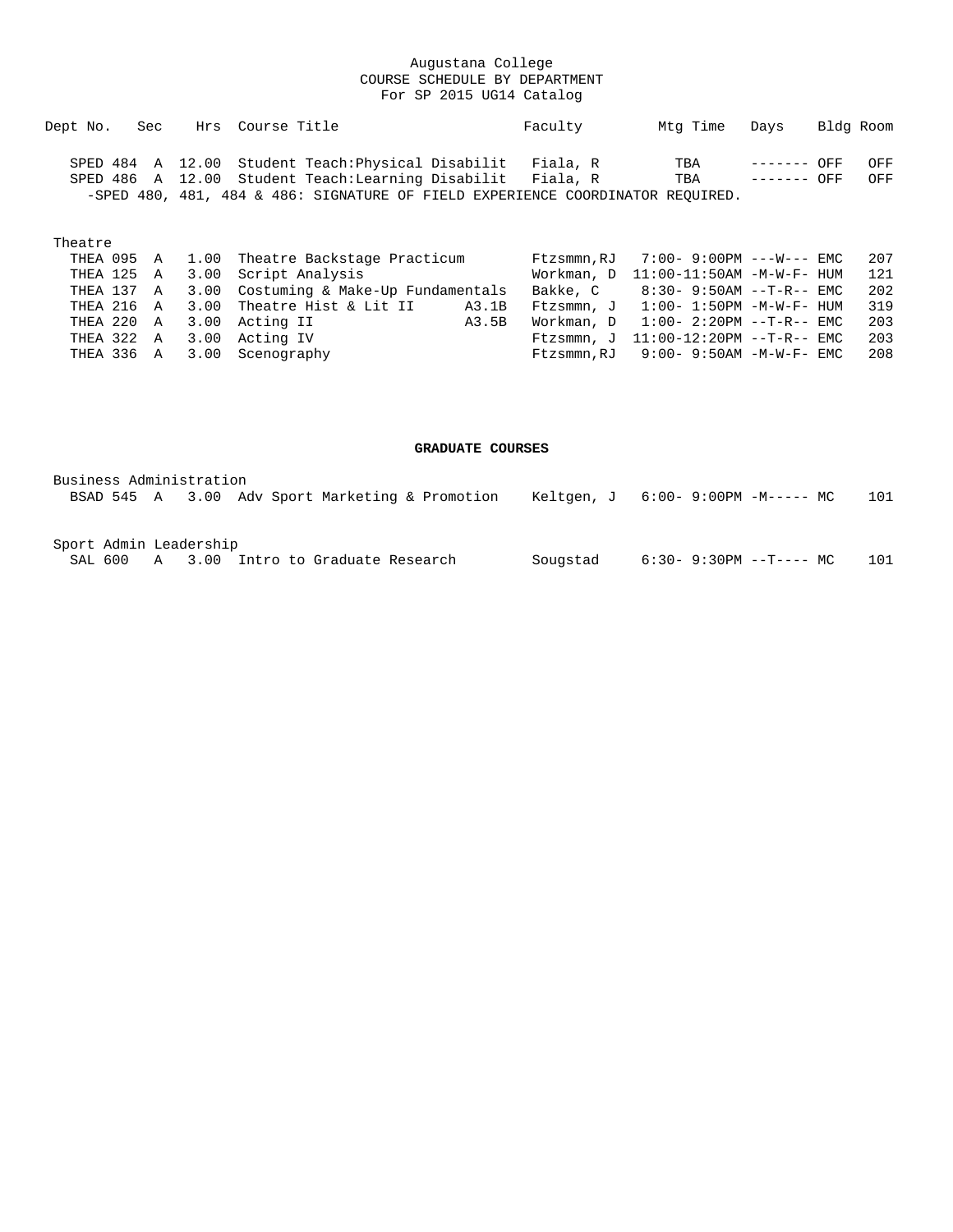Augustana College
COURSE SCHEDULE BY DEPARTMENT
For SP 2015 UG14 Catalog

| Dept No. | Sec | Hrs | Course Title | | Faculty | Mtg Time | Days | Bldg | Room |
|---|---|---|---|---|---|---|---|---|---|
| SPED 484 | A | 12.00 | Student Teach:Physical Disabilit | | Fiala, R | TBA | ------- | OFF | OFF |
| SPED 486 | A | 12.00 | Student Teach:Learning Disabilit | | Fiala, R | TBA | ------- | OFF | OFF |

-SPED 480, 481, 484 & 486: SIGNATURE OF FIELD EXPERIENCE COORDINATOR REQUIRED.

Theatre

| Dept No. | Sec | Hrs | Course Title | | Faculty | Mtg Time | Days | Bldg | Room |
|---|---|---|---|---|---|---|---|---|---|
| THEA 095 | A | 1.00 | Theatre Backstage Practicum | | Ftzsmmn,RJ | 7:00- 9:00PM | ---W--- | EMC | 207 |
| THEA 125 | A | 3.00 | Script Analysis | | Workman, D | 11:00-11:50AM | -M-W-F- | HUM | 121 |
| THEA 137 | A | 3.00 | Costuming & Make-Up Fundamentals | | Bakke, C | 8:30- 9:50AM | --T-R-- | EMC | 202 |
| THEA 216 | A | 3.00 | Theatre Hist & Lit II | A3.1B | Ftzsmmn, J | 1:00- 1:50PM | -M-W-F- | HUM | 319 |
| THEA 220 | A | 3.00 | Acting II | A3.5B | Workman, D | 1:00- 2:20PM | --T-R-- | EMC | 203 |
| THEA 322 | A | 3.00 | Acting IV | | Ftzsmmn, J | 11:00-12:20PM | --T-R-- | EMC | 203 |
| THEA 336 | A | 3.00 | Scenography | | Ftzsmmn,RJ | 9:00- 9:50AM | -M-W-F- | EMC | 208 |

**GRADUATE COURSES**

Business Administration

| Dept No. | Sec | Hrs | Course Title | Faculty | Mtg Time | Days | Bldg | Room |
|---|---|---|---|---|---|---|---|---|
| BSAD 545 | A | 3.00 | Adv Sport Marketing & Promotion | Keltgen, J | 6:00- 9:00PM | -M----- | MC | 101 |

Sport Admin Leadership

| Dept No. | Sec | Hrs | Course Title | Faculty | Mtg Time | Days | Bldg | Room |
|---|---|---|---|---|---|---|---|---|
| SAL 600 | A | 3.00 | Intro to Graduate Research | Sougstad | 6:30- 9:30PM | --T---- | MC | 101 |